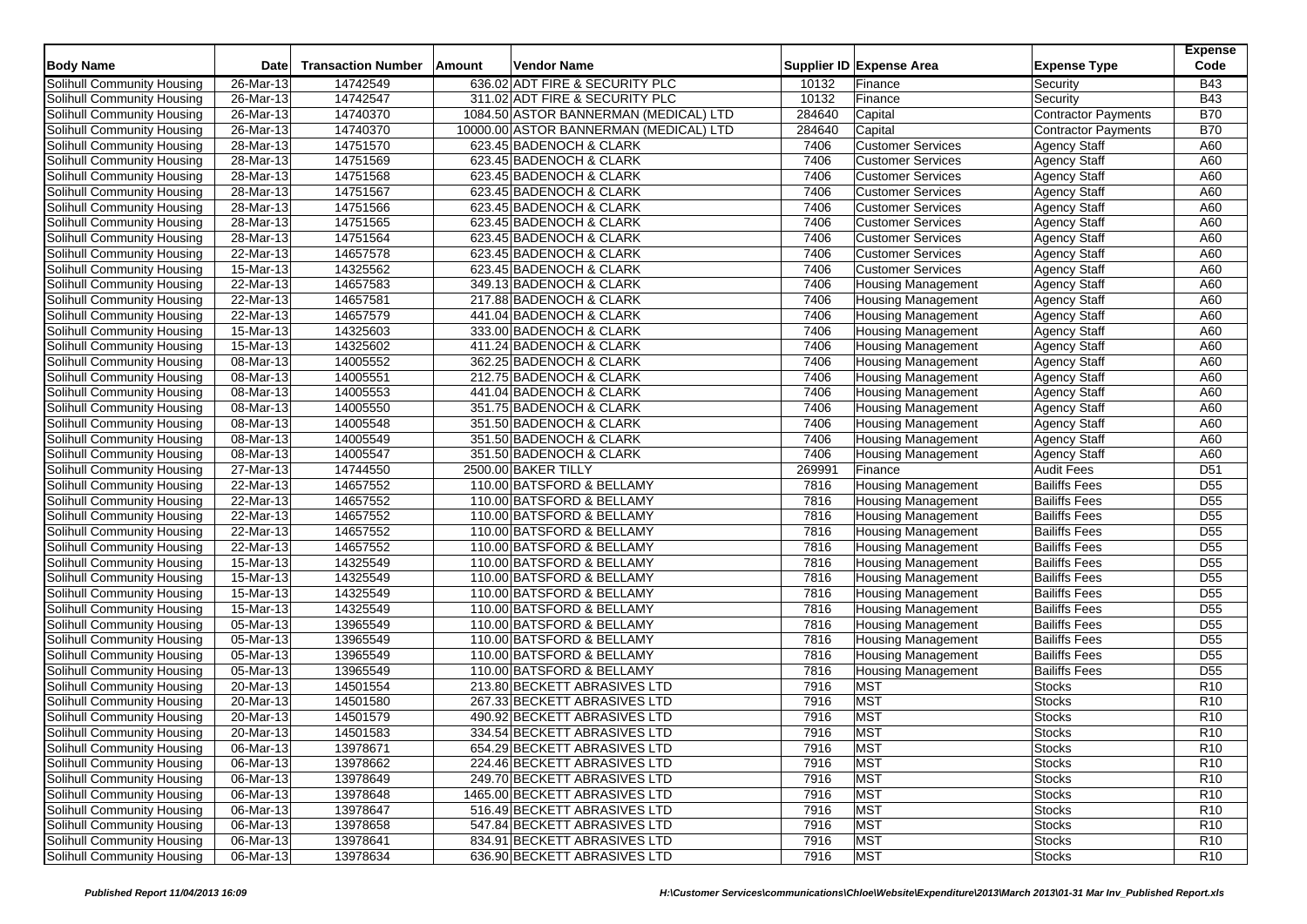| Body Name | Date | Transaction Number | Amount | Vendor Name | Supplier ID | Expense Area | Expense Type | Expense Code |
|---|---|---|---|---|---|---|---|---|
| Solihull Community Housing | 26-Mar-13 | 14742549 | 636.02 | ADT FIRE & SECURITY PLC | 10132 | Finance | Security | B43 |
| Solihull Community Housing | 26-Mar-13 | 14742547 | 311.02 | ADT FIRE & SECURITY PLC | 10132 | Finance | Security | B43 |
| Solihull Community Housing | 26-Mar-13 | 14740370 | 1084.50 | ASTOR BANNERMAN (MEDICAL) LTD | 284640 | Capital | Contractor Payments | B70 |
| Solihull Community Housing | 26-Mar-13 | 14740370 | 10000.00 | ASTOR BANNERMAN (MEDICAL) LTD | 284640 | Capital | Contractor Payments | B70 |
| Solihull Community Housing | 28-Mar-13 | 14751570 | 623.45 | BADENOCH & CLARK | 7406 | Customer Services | Agency Staff | A60 |
| Solihull Community Housing | 28-Mar-13 | 14751569 | 623.45 | BADENOCH & CLARK | 7406 | Customer Services | Agency Staff | A60 |
| Solihull Community Housing | 28-Mar-13 | 14751568 | 623.45 | BADENOCH & CLARK | 7406 | Customer Services | Agency Staff | A60 |
| Solihull Community Housing | 28-Mar-13 | 14751567 | 623.45 | BADENOCH & CLARK | 7406 | Customer Services | Agency Staff | A60 |
| Solihull Community Housing | 28-Mar-13 | 14751566 | 623.45 | BADENOCH & CLARK | 7406 | Customer Services | Agency Staff | A60 |
| Solihull Community Housing | 28-Mar-13 | 14751565 | 623.45 | BADENOCH & CLARK | 7406 | Customer Services | Agency Staff | A60 |
| Solihull Community Housing | 28-Mar-13 | 14751564 | 623.45 | BADENOCH & CLARK | 7406 | Customer Services | Agency Staff | A60 |
| Solihull Community Housing | 22-Mar-13 | 14657578 | 623.45 | BADENOCH & CLARK | 7406 | Customer Services | Agency Staff | A60 |
| Solihull Community Housing | 15-Mar-13 | 14325562 | 623.45 | BADENOCH & CLARK | 7406 | Customer Services | Agency Staff | A60 |
| Solihull Community Housing | 22-Mar-13 | 14657583 | 349.13 | BADENOCH & CLARK | 7406 | Housing Management | Agency Staff | A60 |
| Solihull Community Housing | 22-Mar-13 | 14657581 | 217.88 | BADENOCH & CLARK | 7406 | Housing Management | Agency Staff | A60 |
| Solihull Community Housing | 22-Mar-13 | 14657579 | 441.04 | BADENOCH & CLARK | 7406 | Housing Management | Agency Staff | A60 |
| Solihull Community Housing | 15-Mar-13 | 14325603 | 333.00 | BADENOCH & CLARK | 7406 | Housing Management | Agency Staff | A60 |
| Solihull Community Housing | 15-Mar-13 | 14325602 | 411.24 | BADENOCH & CLARK | 7406 | Housing Management | Agency Staff | A60 |
| Solihull Community Housing | 08-Mar-13 | 14005552 | 362.25 | BADENOCH & CLARK | 7406 | Housing Management | Agency Staff | A60 |
| Solihull Community Housing | 08-Mar-13 | 14005551 | 212.75 | BADENOCH & CLARK | 7406 | Housing Management | Agency Staff | A60 |
| Solihull Community Housing | 08-Mar-13 | 14005553 | 441.04 | BADENOCH & CLARK | 7406 | Housing Management | Agency Staff | A60 |
| Solihull Community Housing | 08-Mar-13 | 14005550 | 351.75 | BADENOCH & CLARK | 7406 | Housing Management | Agency Staff | A60 |
| Solihull Community Housing | 08-Mar-13 | 14005548 | 351.50 | BADENOCH & CLARK | 7406 | Housing Management | Agency Staff | A60 |
| Solihull Community Housing | 08-Mar-13 | 14005549 | 351.50 | BADENOCH & CLARK | 7406 | Housing Management | Agency Staff | A60 |
| Solihull Community Housing | 08-Mar-13 | 14005547 | 351.50 | BADENOCH & CLARK | 7406 | Housing Management | Agency Staff | A60 |
| Solihull Community Housing | 27-Mar-13 | 14744550 | 2500.00 | BAKER TILLY | 269991 | Finance | Audit Fees | D51 |
| Solihull Community Housing | 22-Mar-13 | 14657552 | 110.00 | BATSFORD & BELLAMY | 7816 | Housing Management | Bailiffs Fees | D55 |
| Solihull Community Housing | 22-Mar-13 | 14657552 | 110.00 | BATSFORD & BELLAMY | 7816 | Housing Management | Bailiffs Fees | D55 |
| Solihull Community Housing | 22-Mar-13 | 14657552 | 110.00 | BATSFORD & BELLAMY | 7816 | Housing Management | Bailiffs Fees | D55 |
| Solihull Community Housing | 22-Mar-13 | 14657552 | 110.00 | BATSFORD & BELLAMY | 7816 | Housing Management | Bailiffs Fees | D55 |
| Solihull Community Housing | 22-Mar-13 | 14657552 | 110.00 | BATSFORD & BELLAMY | 7816 | Housing Management | Bailiffs Fees | D55 |
| Solihull Community Housing | 15-Mar-13 | 14325549 | 110.00 | BATSFORD & BELLAMY | 7816 | Housing Management | Bailiffs Fees | D55 |
| Solihull Community Housing | 15-Mar-13 | 14325549 | 110.00 | BATSFORD & BELLAMY | 7816 | Housing Management | Bailiffs Fees | D55 |
| Solihull Community Housing | 15-Mar-13 | 14325549 | 110.00 | BATSFORD & BELLAMY | 7816 | Housing Management | Bailiffs Fees | D55 |
| Solihull Community Housing | 15-Mar-13 | 14325549 | 110.00 | BATSFORD & BELLAMY | 7816 | Housing Management | Bailiffs Fees | D55 |
| Solihull Community Housing | 05-Mar-13 | 13965549 | 110.00 | BATSFORD & BELLAMY | 7816 | Housing Management | Bailiffs Fees | D55 |
| Solihull Community Housing | 05-Mar-13 | 13965549 | 110.00 | BATSFORD & BELLAMY | 7816 | Housing Management | Bailiffs Fees | D55 |
| Solihull Community Housing | 05-Mar-13 | 13965549 | 110.00 | BATSFORD & BELLAMY | 7816 | Housing Management | Bailiffs Fees | D55 |
| Solihull Community Housing | 05-Mar-13 | 13965549 | 110.00 | BATSFORD & BELLAMY | 7816 | Housing Management | Bailiffs Fees | D55 |
| Solihull Community Housing | 20-Mar-13 | 14501554 | 213.80 | BECKETT ABRASIVES LTD | 7916 | MST | Stocks | R10 |
| Solihull Community Housing | 20-Mar-13 | 14501580 | 267.33 | BECKETT ABRASIVES LTD | 7916 | MST | Stocks | R10 |
| Solihull Community Housing | 20-Mar-13 | 14501579 | 490.92 | BECKETT ABRASIVES LTD | 7916 | MST | Stocks | R10 |
| Solihull Community Housing | 20-Mar-13 | 14501583 | 334.54 | BECKETT ABRASIVES LTD | 7916 | MST | Stocks | R10 |
| Solihull Community Housing | 06-Mar-13 | 13978671 | 654.29 | BECKETT ABRASIVES LTD | 7916 | MST | Stocks | R10 |
| Solihull Community Housing | 06-Mar-13 | 13978662 | 224.46 | BECKETT ABRASIVES LTD | 7916 | MST | Stocks | R10 |
| Solihull Community Housing | 06-Mar-13 | 13978649 | 249.70 | BECKETT ABRASIVES LTD | 7916 | MST | Stocks | R10 |
| Solihull Community Housing | 06-Mar-13 | 13978648 | 1465.00 | BECKETT ABRASIVES LTD | 7916 | MST | Stocks | R10 |
| Solihull Community Housing | 06-Mar-13 | 13978647 | 516.49 | BECKETT ABRASIVES LTD | 7916 | MST | Stocks | R10 |
| Solihull Community Housing | 06-Mar-13 | 13978658 | 547.84 | BECKETT ABRASIVES LTD | 7916 | MST | Stocks | R10 |
| Solihull Community Housing | 06-Mar-13 | 13978641 | 834.91 | BECKETT ABRASIVES LTD | 7916 | MST | Stocks | R10 |
| Solihull Community Housing | 06-Mar-13 | 13978634 | 636.90 | BECKETT ABRASIVES LTD | 7916 | MST | Stocks | R10 |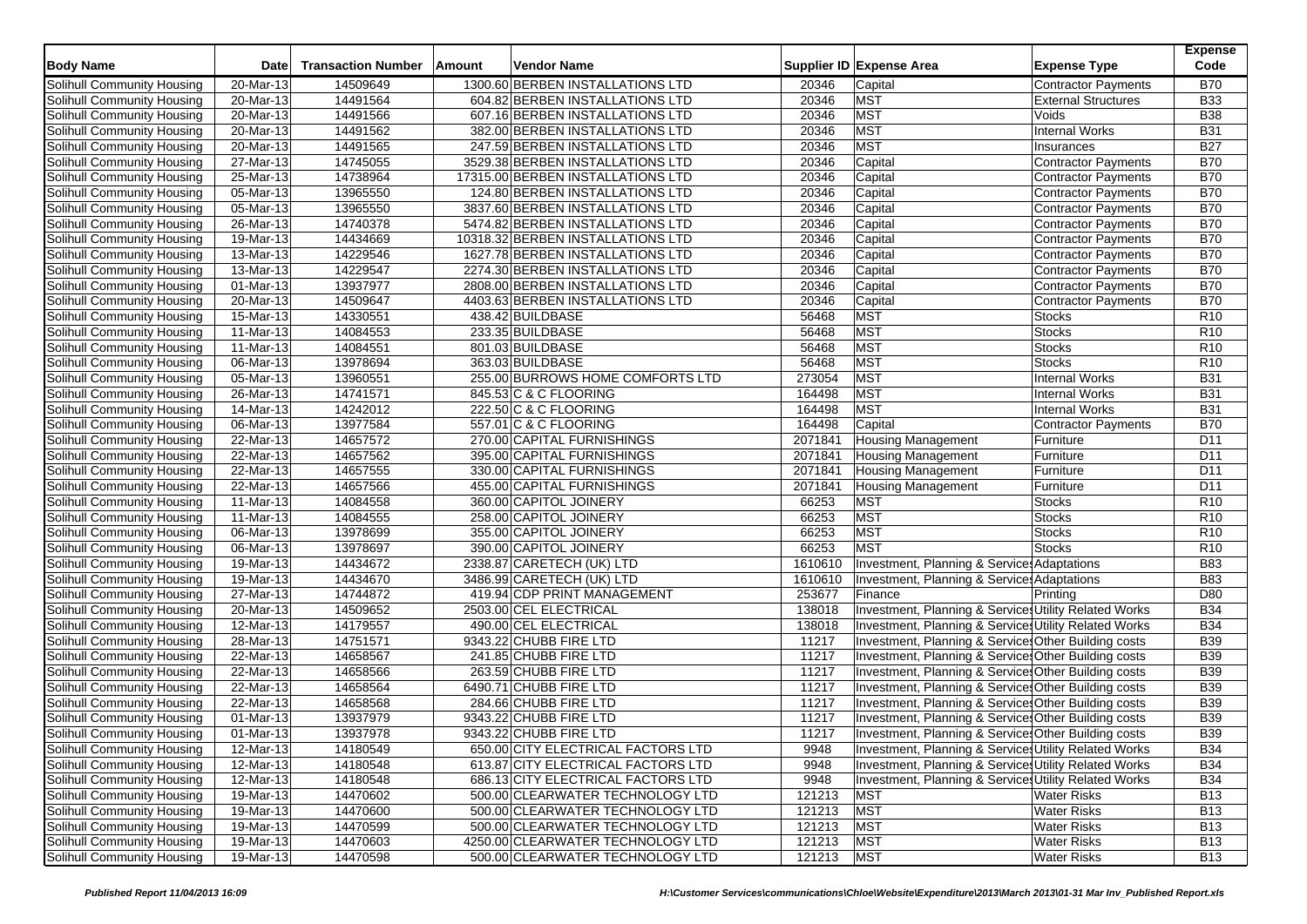| Body Name | Date | Transaction Number | Amount | Vendor Name | Supplier ID | Expense Area | Expense Type | Expense Code |
|---|---|---|---|---|---|---|---|---|
| Solihull Community Housing | 20-Mar-13 | 14509649 | 1300.60 | BERBEN INSTALLATIONS LTD | 20346 | Capital | Contractor Payments | B70 |
| Solihull Community Housing | 20-Mar-13 | 14491564 | 604.82 | BERBEN INSTALLATIONS LTD | 20346 | MST | External Structures | B33 |
| Solihull Community Housing | 20-Mar-13 | 14491566 | 607.16 | BERBEN INSTALLATIONS LTD | 20346 | MST | Voids | B38 |
| Solihull Community Housing | 20-Mar-13 | 14491562 | 382.00 | BERBEN INSTALLATIONS LTD | 20346 | MST | Internal Works | B31 |
| Solihull Community Housing | 20-Mar-13 | 14491565 | 247.59 | BERBEN INSTALLATIONS LTD | 20346 | MST | Insurances | B27 |
| Solihull Community Housing | 27-Mar-13 | 14745055 | 3529.38 | BERBEN INSTALLATIONS LTD | 20346 | Capital | Contractor Payments | B70 |
| Solihull Community Housing | 25-Mar-13 | 14738964 | 17315.00 | BERBEN INSTALLATIONS LTD | 20346 | Capital | Contractor Payments | B70 |
| Solihull Community Housing | 05-Mar-13 | 13965550 | 124.80 | BERBEN INSTALLATIONS LTD | 20346 | Capital | Contractor Payments | B70 |
| Solihull Community Housing | 05-Mar-13 | 13965550 | 3837.60 | BERBEN INSTALLATIONS LTD | 20346 | Capital | Contractor Payments | B70 |
| Solihull Community Housing | 26-Mar-13 | 14740378 | 5474.82 | BERBEN INSTALLATIONS LTD | 20346 | Capital | Contractor Payments | B70 |
| Solihull Community Housing | 19-Mar-13 | 14434669 | 10318.32 | BERBEN INSTALLATIONS LTD | 20346 | Capital | Contractor Payments | B70 |
| Solihull Community Housing | 13-Mar-13 | 14229546 | 1627.78 | BERBEN INSTALLATIONS LTD | 20346 | Capital | Contractor Payments | B70 |
| Solihull Community Housing | 13-Mar-13 | 14229547 | 2274.30 | BERBEN INSTALLATIONS LTD | 20346 | Capital | Contractor Payments | B70 |
| Solihull Community Housing | 01-Mar-13 | 13937977 | 2808.00 | BERBEN INSTALLATIONS LTD | 20346 | Capital | Contractor Payments | B70 |
| Solihull Community Housing | 20-Mar-13 | 14509647 | 4403.63 | BERBEN INSTALLATIONS LTD | 20346 | Capital | Contractor Payments | B70 |
| Solihull Community Housing | 15-Mar-13 | 14330551 | 438.42 | BUILDBASE | 56468 | MST | Stocks | R10 |
| Solihull Community Housing | 11-Mar-13 | 14084553 | 233.35 | BUILDBASE | 56468 | MST | Stocks | R10 |
| Solihull Community Housing | 11-Mar-13 | 14084551 | 801.03 | BUILDBASE | 56468 | MST | Stocks | R10 |
| Solihull Community Housing | 06-Mar-13 | 13978694 | 363.03 | BUILDBASE | 56468 | MST | Stocks | R10 |
| Solihull Community Housing | 05-Mar-13 | 13960551 | 255.00 | BURROWS HOME COMFORTS LTD | 273054 | MST | Internal Works | B31 |
| Solihull Community Housing | 26-Mar-13 | 14741571 | 845.53 | C & C FLOORING | 164498 | MST | Internal Works | B31 |
| Solihull Community Housing | 14-Mar-13 | 14242012 | 222.50 | C & C FLOORING | 164498 | MST | Internal Works | B31 |
| Solihull Community Housing | 06-Mar-13 | 13977584 | 557.01 | C & C FLOORING | 164498 | Capital | Contractor Payments | B70 |
| Solihull Community Housing | 22-Mar-13 | 14657572 | 270.00 | CAPITAL FURNISHINGS | 2071841 | Housing Management | Furniture | D11 |
| Solihull Community Housing | 22-Mar-13 | 14657562 | 395.00 | CAPITAL FURNISHINGS | 2071841 | Housing Management | Furniture | D11 |
| Solihull Community Housing | 22-Mar-13 | 14657555 | 330.00 | CAPITAL FURNISHINGS | 2071841 | Housing Management | Furniture | D11 |
| Solihull Community Housing | 22-Mar-13 | 14657566 | 455.00 | CAPITAL FURNISHINGS | 2071841 | Housing Management | Furniture | D11 |
| Solihull Community Housing | 11-Mar-13 | 14084558 | 360.00 | CAPITOL JOINERY | 66253 | MST | Stocks | R10 |
| Solihull Community Housing | 11-Mar-13 | 14084555 | 258.00 | CAPITOL JOINERY | 66253 | MST | Stocks | R10 |
| Solihull Community Housing | 06-Mar-13 | 13978699 | 355.00 | CAPITOL JOINERY | 66253 | MST | Stocks | R10 |
| Solihull Community Housing | 06-Mar-13 | 13978697 | 390.00 | CAPITOL JOINERY | 66253 | MST | Stocks | R10 |
| Solihull Community Housing | 19-Mar-13 | 14434672 | 2338.87 | CARETECH (UK) LTD | 1610610 | Investment, Planning & Services | Adaptations | B83 |
| Solihull Community Housing | 19-Mar-13 | 14434670 | 3486.99 | CARETECH (UK) LTD | 1610610 | Investment, Planning & Services | Adaptations | B83 |
| Solihull Community Housing | 27-Mar-13 | 14744872 | 419.94 | CDP PRINT MANAGEMENT | 253677 | Finance | Printing | D80 |
| Solihull Community Housing | 20-Mar-13 | 14509652 | 2503.00 | CEL ELECTRICAL | 138018 | Investment, Planning & Services | Utility Related Works | B34 |
| Solihull Community Housing | 12-Mar-13 | 14179557 | 490.00 | CEL ELECTRICAL | 138018 | Investment, Planning & Services | Utility Related Works | B34 |
| Solihull Community Housing | 28-Mar-13 | 14751571 | 9343.22 | CHUBB FIRE LTD | 11217 | Investment, Planning & Services | Other Building costs | B39 |
| Solihull Community Housing | 22-Mar-13 | 14658567 | 241.85 | CHUBB FIRE LTD | 11217 | Investment, Planning & Services | Other Building costs | B39 |
| Solihull Community Housing | 22-Mar-13 | 14658566 | 263.59 | CHUBB FIRE LTD | 11217 | Investment, Planning & Services | Other Building costs | B39 |
| Solihull Community Housing | 22-Mar-13 | 14658564 | 6490.71 | CHUBB FIRE LTD | 11217 | Investment, Planning & Services | Other Building costs | B39 |
| Solihull Community Housing | 22-Mar-13 | 14658568 | 284.66 | CHUBB FIRE LTD | 11217 | Investment, Planning & Services | Other Building costs | B39 |
| Solihull Community Housing | 01-Mar-13 | 13937979 | 9343.22 | CHUBB FIRE LTD | 11217 | Investment, Planning & Services | Other Building costs | B39 |
| Solihull Community Housing | 01-Mar-13 | 13937978 | 9343.22 | CHUBB FIRE LTD | 11217 | Investment, Planning & Services | Other Building costs | B39 |
| Solihull Community Housing | 12-Mar-13 | 14180549 | 650.00 | CITY ELECTRICAL FACTORS LTD | 9948 | Investment, Planning & Services | Utility Related Works | B34 |
| Solihull Community Housing | 12-Mar-13 | 14180548 | 613.87 | CITY ELECTRICAL FACTORS LTD | 9948 | Investment, Planning & Services | Utility Related Works | B34 |
| Solihull Community Housing | 12-Mar-13 | 14180548 | 686.13 | CITY ELECTRICAL FACTORS LTD | 9948 | Investment, Planning & Services | Utility Related Works | B34 |
| Solihull Community Housing | 19-Mar-13 | 14470602 | 500.00 | CLEARWATER TECHNOLOGY LTD | 121213 | MST | Water Risks | B13 |
| Solihull Community Housing | 19-Mar-13 | 14470600 | 500.00 | CLEARWATER TECHNOLOGY LTD | 121213 | MST | Water Risks | B13 |
| Solihull Community Housing | 19-Mar-13 | 14470599 | 500.00 | CLEARWATER TECHNOLOGY LTD | 121213 | MST | Water Risks | B13 |
| Solihull Community Housing | 19-Mar-13 | 14470603 | 4250.00 | CLEARWATER TECHNOLOGY LTD | 121213 | MST | Water Risks | B13 |
| Solihull Community Housing | 19-Mar-13 | 14470598 | 500.00 | CLEARWATER TECHNOLOGY LTD | 121213 | MST | Water Risks | B13 |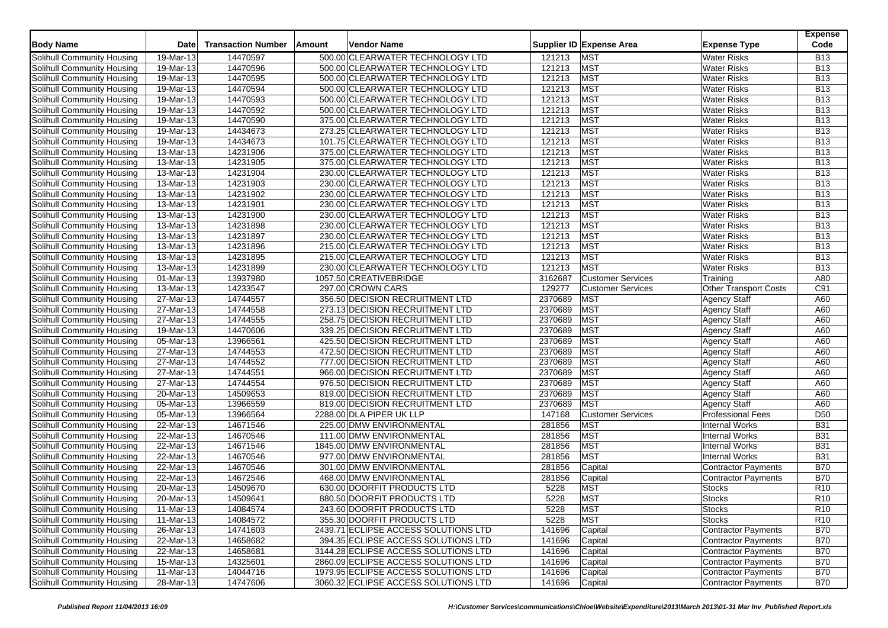| Body Name | Date | Transaction Number | Amount | Vendor Name | Supplier ID | Expense Area | Expense Type | Expense Code |
|---|---|---|---|---|---|---|---|---|
| Solihull Community Housing | 19-Mar-13 | 14470597 | 500.00 | CLEARWATER TECHNOLOGY LTD | 121213 | MST | Water Risks | B13 |
| Solihull Community Housing | 19-Mar-13 | 14470596 | 500.00 | CLEARWATER TECHNOLOGY LTD | 121213 | MST | Water Risks | B13 |
| Solihull Community Housing | 19-Mar-13 | 14470595 | 500.00 | CLEARWATER TECHNOLOGY LTD | 121213 | MST | Water Risks | B13 |
| Solihull Community Housing | 19-Mar-13 | 14470594 | 500.00 | CLEARWATER TECHNOLOGY LTD | 121213 | MST | Water Risks | B13 |
| Solihull Community Housing | 19-Mar-13 | 14470593 | 500.00 | CLEARWATER TECHNOLOGY LTD | 121213 | MST | Water Risks | B13 |
| Solihull Community Housing | 19-Mar-13 | 14470592 | 500.00 | CLEARWATER TECHNOLOGY LTD | 121213 | MST | Water Risks | B13 |
| Solihull Community Housing | 19-Mar-13 | 14470590 | 375.00 | CLEARWATER TECHNOLOGY LTD | 121213 | MST | Water Risks | B13 |
| Solihull Community Housing | 19-Mar-13 | 14434673 | 273.25 | CLEARWATER TECHNOLOGY LTD | 121213 | MST | Water Risks | B13 |
| Solihull Community Housing | 19-Mar-13 | 14434673 | 101.75 | CLEARWATER TECHNOLOGY LTD | 121213 | MST | Water Risks | B13 |
| Solihull Community Housing | 13-Mar-13 | 14231906 | 375.00 | CLEARWATER TECHNOLOGY LTD | 121213 | MST | Water Risks | B13 |
| Solihull Community Housing | 13-Mar-13 | 14231905 | 375.00 | CLEARWATER TECHNOLOGY LTD | 121213 | MST | Water Risks | B13 |
| Solihull Community Housing | 13-Mar-13 | 14231904 | 230.00 | CLEARWATER TECHNOLOGY LTD | 121213 | MST | Water Risks | B13 |
| Solihull Community Housing | 13-Mar-13 | 14231903 | 230.00 | CLEARWATER TECHNOLOGY LTD | 121213 | MST | Water Risks | B13 |
| Solihull Community Housing | 13-Mar-13 | 14231902 | 230.00 | CLEARWATER TECHNOLOGY LTD | 121213 | MST | Water Risks | B13 |
| Solihull Community Housing | 13-Mar-13 | 14231901 | 230.00 | CLEARWATER TECHNOLOGY LTD | 121213 | MST | Water Risks | B13 |
| Solihull Community Housing | 13-Mar-13 | 14231900 | 230.00 | CLEARWATER TECHNOLOGY LTD | 121213 | MST | Water Risks | B13 |
| Solihull Community Housing | 13-Mar-13 | 14231898 | 230.00 | CLEARWATER TECHNOLOGY LTD | 121213 | MST | Water Risks | B13 |
| Solihull Community Housing | 13-Mar-13 | 14231897 | 230.00 | CLEARWATER TECHNOLOGY LTD | 121213 | MST | Water Risks | B13 |
| Solihull Community Housing | 13-Mar-13 | 14231896 | 215.00 | CLEARWATER TECHNOLOGY LTD | 121213 | MST | Water Risks | B13 |
| Solihull Community Housing | 13-Mar-13 | 14231895 | 215.00 | CLEARWATER TECHNOLOGY LTD | 121213 | MST | Water Risks | B13 |
| Solihull Community Housing | 13-Mar-13 | 14231899 | 230.00 | CLEARWATER TECHNOLOGY LTD | 121213 | MST | Water Risks | B13 |
| Solihull Community Housing | 01-Mar-13 | 13937980 | 1057.50 | CREATIVEBRIDGE | 3162687 | Customer Services | Training | A80 |
| Solihull Community Housing | 13-Mar-13 | 14233547 | 297.00 | CROWN CARS | 129277 | Customer Services | Other Transport Costs | C91 |
| Solihull Community Housing | 27-Mar-13 | 14744557 | 356.50 | DECISION RECRUITMENT LTD | 2370689 | MST | Agency Staff | A60 |
| Solihull Community Housing | 27-Mar-13 | 14744558 | 273.13 | DECISION RECRUITMENT LTD | 2370689 | MST | Agency Staff | A60 |
| Solihull Community Housing | 27-Mar-13 | 14744555 | 258.75 | DECISION RECRUITMENT LTD | 2370689 | MST | Agency Staff | A60 |
| Solihull Community Housing | 19-Mar-13 | 14470606 | 339.25 | DECISION RECRUITMENT LTD | 2370689 | MST | Agency Staff | A60 |
| Solihull Community Housing | 05-Mar-13 | 13966561 | 425.50 | DECISION RECRUITMENT LTD | 2370689 | MST | Agency Staff | A60 |
| Solihull Community Housing | 27-Mar-13 | 14744553 | 472.50 | DECISION RECRUITMENT LTD | 2370689 | MST | Agency Staff | A60 |
| Solihull Community Housing | 27-Mar-13 | 14744552 | 777.00 | DECISION RECRUITMENT LTD | 2370689 | MST | Agency Staff | A60 |
| Solihull Community Housing | 27-Mar-13 | 14744551 | 966.00 | DECISION RECRUITMENT LTD | 2370689 | MST | Agency Staff | A60 |
| Solihull Community Housing | 27-Mar-13 | 14744554 | 976.50 | DECISION RECRUITMENT LTD | 2370689 | MST | Agency Staff | A60 |
| Solihull Community Housing | 20-Mar-13 | 14509653 | 819.00 | DECISION RECRUITMENT LTD | 2370689 | MST | Agency Staff | A60 |
| Solihull Community Housing | 05-Mar-13 | 13966559 | 819.00 | DECISION RECRUITMENT LTD | 2370689 | MST | Agency Staff | A60 |
| Solihull Community Housing | 05-Mar-13 | 13966564 | 2288.00 | DLA PIPER UK LLP | 147168 | Customer Services | Professional Fees | D50 |
| Solihull Community Housing | 22-Mar-13 | 14671546 | 225.00 | DMW ENVIRONMENTAL | 281856 | MST | Internal Works | B31 |
| Solihull Community Housing | 22-Mar-13 | 14670546 | 111.00 | DMW ENVIRONMENTAL | 281856 | MST | Internal Works | B31 |
| Solihull Community Housing | 22-Mar-13 | 14671546 | 1845.00 | DMW ENVIRONMENTAL | 281856 | MST | Internal Works | B31 |
| Solihull Community Housing | 22-Mar-13 | 14670546 | 977.00 | DMW ENVIRONMENTAL | 281856 | MST | Internal Works | B31 |
| Solihull Community Housing | 22-Mar-13 | 14670546 | 301.00 | DMW ENVIRONMENTAL | 281856 | Capital | Contractor Payments | B70 |
| Solihull Community Housing | 22-Mar-13 | 14672546 | 468.00 | DMW ENVIRONMENTAL | 281856 | Capital | Contractor Payments | B70 |
| Solihull Community Housing | 20-Mar-13 | 14509670 | 630.00 | DOORFIT PRODUCTS LTD | 5228 | MST | Stocks | R10 |
| Solihull Community Housing | 20-Mar-13 | 14509641 | 880.50 | DOORFIT PRODUCTS LTD | 5228 | MST | Stocks | R10 |
| Solihull Community Housing | 11-Mar-13 | 14084574 | 243.60 | DOORFIT PRODUCTS LTD | 5228 | MST | Stocks | R10 |
| Solihull Community Housing | 11-Mar-13 | 14084572 | 355.30 | DOORFIT PRODUCTS LTD | 5228 | MST | Stocks | R10 |
| Solihull Community Housing | 26-Mar-13 | 14741603 | 2439.71 | ECLIPSE ACCESS SOLUTIONS LTD | 141696 | Capital | Contractor Payments | B70 |
| Solihull Community Housing | 22-Mar-13 | 14658682 | 394.35 | ECLIPSE ACCESS SOLUTIONS LTD | 141696 | Capital | Contractor Payments | B70 |
| Solihull Community Housing | 22-Mar-13 | 14658681 | 3144.28 | ECLIPSE ACCESS SOLUTIONS LTD | 141696 | Capital | Contractor Payments | B70 |
| Solihull Community Housing | 15-Mar-13 | 14325601 | 2860.09 | ECLIPSE ACCESS SOLUTIONS LTD | 141696 | Capital | Contractor Payments | B70 |
| Solihull Community Housing | 11-Mar-13 | 14044716 | 1979.95 | ECLIPSE ACCESS SOLUTIONS LTD | 141696 | Capital | Contractor Payments | B70 |
| Solihull Community Housing | 28-Mar-13 | 14747606 | 3060.32 | ECLIPSE ACCESS SOLUTIONS LTD | 141696 | Capital | Contractor Payments | B70 |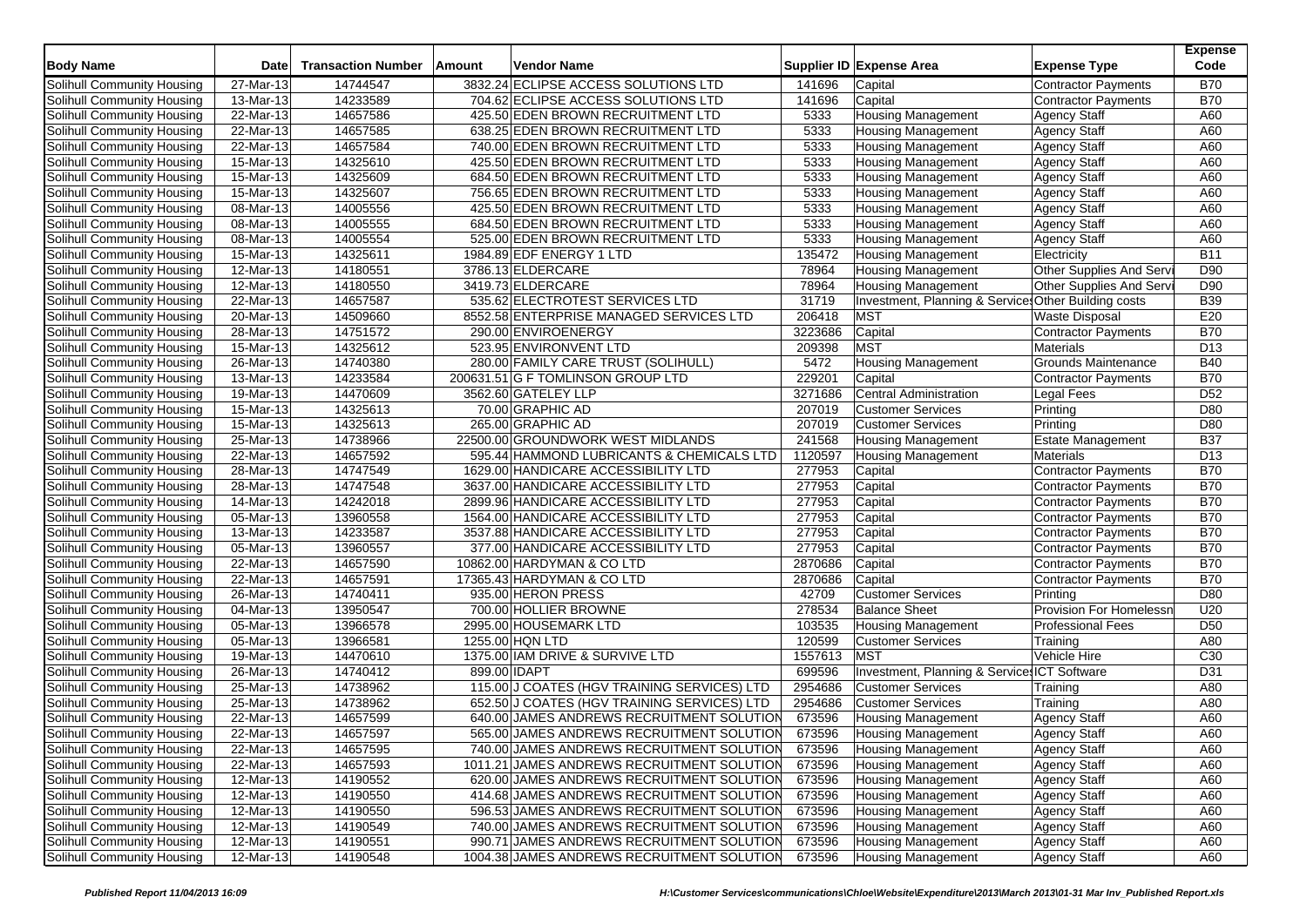| Body Name | Date | Transaction Number | Amount | Vendor Name | Supplier ID | Expense Area | Expense Type | Expense Code |
|---|---|---|---|---|---|---|---|---|
| Solihull Community Housing | 27-Mar-13 | 14744547 | 3832.24 | ECLIPSE ACCESS SOLUTIONS LTD | 141696 | Capital | Contractor Payments | B70 |
| Solihull Community Housing | 13-Mar-13 | 14233589 | 704.62 | ECLIPSE ACCESS SOLUTIONS LTD | 141696 | Capital | Contractor Payments | B70 |
| Solihull Community Housing | 22-Mar-13 | 14657586 | 425.50 | EDEN BROWN RECRUITMENT LTD | 5333 | Housing Management | Agency Staff | A60 |
| Solihull Community Housing | 22-Mar-13 | 14657585 | 638.25 | EDEN BROWN RECRUITMENT LTD | 5333 | Housing Management | Agency Staff | A60 |
| Solihull Community Housing | 22-Mar-13 | 14657584 | 740.00 | EDEN BROWN RECRUITMENT LTD | 5333 | Housing Management | Agency Staff | A60 |
| Solihull Community Housing | 15-Mar-13 | 14325610 | 425.50 | EDEN BROWN RECRUITMENT LTD | 5333 | Housing Management | Agency Staff | A60 |
| Solihull Community Housing | 15-Mar-13 | 14325609 | 684.50 | EDEN BROWN RECRUITMENT LTD | 5333 | Housing Management | Agency Staff | A60 |
| Solihull Community Housing | 15-Mar-13 | 14325607 | 756.65 | EDEN BROWN RECRUITMENT LTD | 5333 | Housing Management | Agency Staff | A60 |
| Solihull Community Housing | 08-Mar-13 | 14005556 | 425.50 | EDEN BROWN RECRUITMENT LTD | 5333 | Housing Management | Agency Staff | A60 |
| Solihull Community Housing | 08-Mar-13 | 14005555 | 684.50 | EDEN BROWN RECRUITMENT LTD | 5333 | Housing Management | Agency Staff | A60 |
| Solihull Community Housing | 08-Mar-13 | 14005554 | 525.00 | EDEN BROWN RECRUITMENT LTD | 5333 | Housing Management | Agency Staff | A60 |
| Solihull Community Housing | 15-Mar-13 | 14325611 | 1984.89 | EDF ENERGY 1 LTD | 135472 | Housing Management | Electricity | B11 |
| Solihull Community Housing | 12-Mar-13 | 14180551 | 3786.13 | ELDERCARE | 78964 | Housing Management | Other Supplies And Servi | D90 |
| Solihull Community Housing | 12-Mar-13 | 14180550 | 3419.73 | ELDERCARE | 78964 | Housing Management | Other Supplies And Servi | D90 |
| Solihull Community Housing | 22-Mar-13 | 14657587 | 535.62 | ELECTROTEST SERVICES LTD | 31719 | Investment, Planning & Services | Other Building costs | B39 |
| Solihull Community Housing | 20-Mar-13 | 14509660 | 8552.58 | ENTERPRISE MANAGED SERVICES LTD | 206418 | MST | Waste Disposal | E20 |
| Solihull Community Housing | 28-Mar-13 | 14751572 | 290.00 | ENVIROENERGY | 3223686 | Capital | Contractor Payments | B70 |
| Solihull Community Housing | 15-Mar-13 | 14325612 | 523.95 | ENVIRONVENT LTD | 209398 | MST | Materials | D13 |
| Solihull Community Housing | 26-Mar-13 | 14740380 | 280.00 | FAMILY CARE TRUST (SOLIHULL) | 5472 | Housing Management | Grounds Maintenance | B40 |
| Solihull Community Housing | 13-Mar-13 | 14233584 | 200631.51 | G F TOMLINSON GROUP LTD | 229201 | Capital | Contractor Payments | B70 |
| Solihull Community Housing | 19-Mar-13 | 14470609 | 3562.60 | GATELEY LLP | 3271686 | Central Administration | Legal Fees | D52 |
| Solihull Community Housing | 15-Mar-13 | 14325613 | 70.00 | GRAPHIC AD | 207019 | Customer Services | Printing | D80 |
| Solihull Community Housing | 15-Mar-13 | 14325613 | 265.00 | GRAPHIC AD | 207019 | Customer Services | Printing | D80 |
| Solihull Community Housing | 25-Mar-13 | 14738966 | 22500.00 | GROUNDWORK WEST MIDLANDS | 241568 | Housing Management | Estate Management | B37 |
| Solihull Community Housing | 22-Mar-13 | 14657592 | 595.44 | HAMMOND LUBRICANTS & CHEMICALS LTD | 1120597 | Housing Management | Materials | D13 |
| Solihull Community Housing | 28-Mar-13 | 14747549 | 1629.00 | HANDICARE ACCESSIBILITY LTD | 277953 | Capital | Contractor Payments | B70 |
| Solihull Community Housing | 28-Mar-13 | 14747548 | 3637.00 | HANDICARE ACCESSIBILITY LTD | 277953 | Capital | Contractor Payments | B70 |
| Solihull Community Housing | 14-Mar-13 | 14242018 | 2899.96 | HANDICARE ACCESSIBILITY LTD | 277953 | Capital | Contractor Payments | B70 |
| Solihull Community Housing | 05-Mar-13 | 13960558 | 1564.00 | HANDICARE ACCESSIBILITY LTD | 277953 | Capital | Contractor Payments | B70 |
| Solihull Community Housing | 13-Mar-13 | 14233587 | 3537.88 | HANDICARE ACCESSIBILITY LTD | 277953 | Capital | Contractor Payments | B70 |
| Solihull Community Housing | 05-Mar-13 | 13960557 | 377.00 | HANDICARE ACCESSIBILITY LTD | 277953 | Capital | Contractor Payments | B70 |
| Solihull Community Housing | 22-Mar-13 | 14657590 | 10862.00 | HARDYMAN & CO LTD | 2870686 | Capital | Contractor Payments | B70 |
| Solihull Community Housing | 22-Mar-13 | 14657591 | 17365.43 | HARDYMAN & CO LTD | 2870686 | Capital | Contractor Payments | B70 |
| Solihull Community Housing | 26-Mar-13 | 14740411 | 935.00 | HERON PRESS | 42709 | Customer Services | Printing | D80 |
| Solihull Community Housing | 04-Mar-13 | 13950547 | 700.00 | HOLLIER BROWNE | 278534 | Balance Sheet | Provision For Homelessn | U20 |
| Solihull Community Housing | 05-Mar-13 | 13966578 | 2995.00 | HOUSEMARK LTD | 103535 | Housing Management | Professional Fees | D50 |
| Solihull Community Housing | 05-Mar-13 | 13966581 | 1255.00 | HQN LTD | 120599 | Customer Services | Training | A80 |
| Solihull Community Housing | 19-Mar-13 | 14470610 | 1375.00 | IAM DRIVE & SURVIVE LTD | 1557613 | MST | Vehicle Hire | C30 |
| Solihull Community Housing | 26-Mar-13 | 14740412 | 899.00 | IDAPT | 699596 | Investment, Planning & Services | ICT Software | D31 |
| Solihull Community Housing | 25-Mar-13 | 14738962 | 115.00 | J COATES (HGV TRAINING SERVICES) LTD | 2954686 | Customer Services | Training | A80 |
| Solihull Community Housing | 25-Mar-13 | 14738962 | 652.50 | J COATES (HGV TRAINING SERVICES) LTD | 2954686 | Customer Services | Training | A80 |
| Solihull Community Housing | 22-Mar-13 | 14657599 | 640.00 | JAMES ANDREWS RECRUITMENT SOLUTION | 673596 | Housing Management | Agency Staff | A60 |
| Solihull Community Housing | 22-Mar-13 | 14657597 | 565.00 | JAMES ANDREWS RECRUITMENT SOLUTION | 673596 | Housing Management | Agency Staff | A60 |
| Solihull Community Housing | 22-Mar-13 | 14657595 | 740.00 | JAMES ANDREWS RECRUITMENT SOLUTION | 673596 | Housing Management | Agency Staff | A60 |
| Solihull Community Housing | 22-Mar-13 | 14657593 | 1011.21 | JAMES ANDREWS RECRUITMENT SOLUTION | 673596 | Housing Management | Agency Staff | A60 |
| Solihull Community Housing | 12-Mar-13 | 14190552 | 620.00 | JAMES ANDREWS RECRUITMENT SOLUTION | 673596 | Housing Management | Agency Staff | A60 |
| Solihull Community Housing | 12-Mar-13 | 14190550 | 414.68 | JAMES ANDREWS RECRUITMENT SOLUTION | 673596 | Housing Management | Agency Staff | A60 |
| Solihull Community Housing | 12-Mar-13 | 14190550 | 596.53 | JAMES ANDREWS RECRUITMENT SOLUTION | 673596 | Housing Management | Agency Staff | A60 |
| Solihull Community Housing | 12-Mar-13 | 14190549 | 740.00 | JAMES ANDREWS RECRUITMENT SOLUTION | 673596 | Housing Management | Agency Staff | A60 |
| Solihull Community Housing | 12-Mar-13 | 14190551 | 990.71 | JAMES ANDREWS RECRUITMENT SOLUTION | 673596 | Housing Management | Agency Staff | A60 |
| Solihull Community Housing | 12-Mar-13 | 14190548 | 1004.38 | JAMES ANDREWS RECRUITMENT SOLUTION | 673596 | Housing Management | Agency Staff | A60 |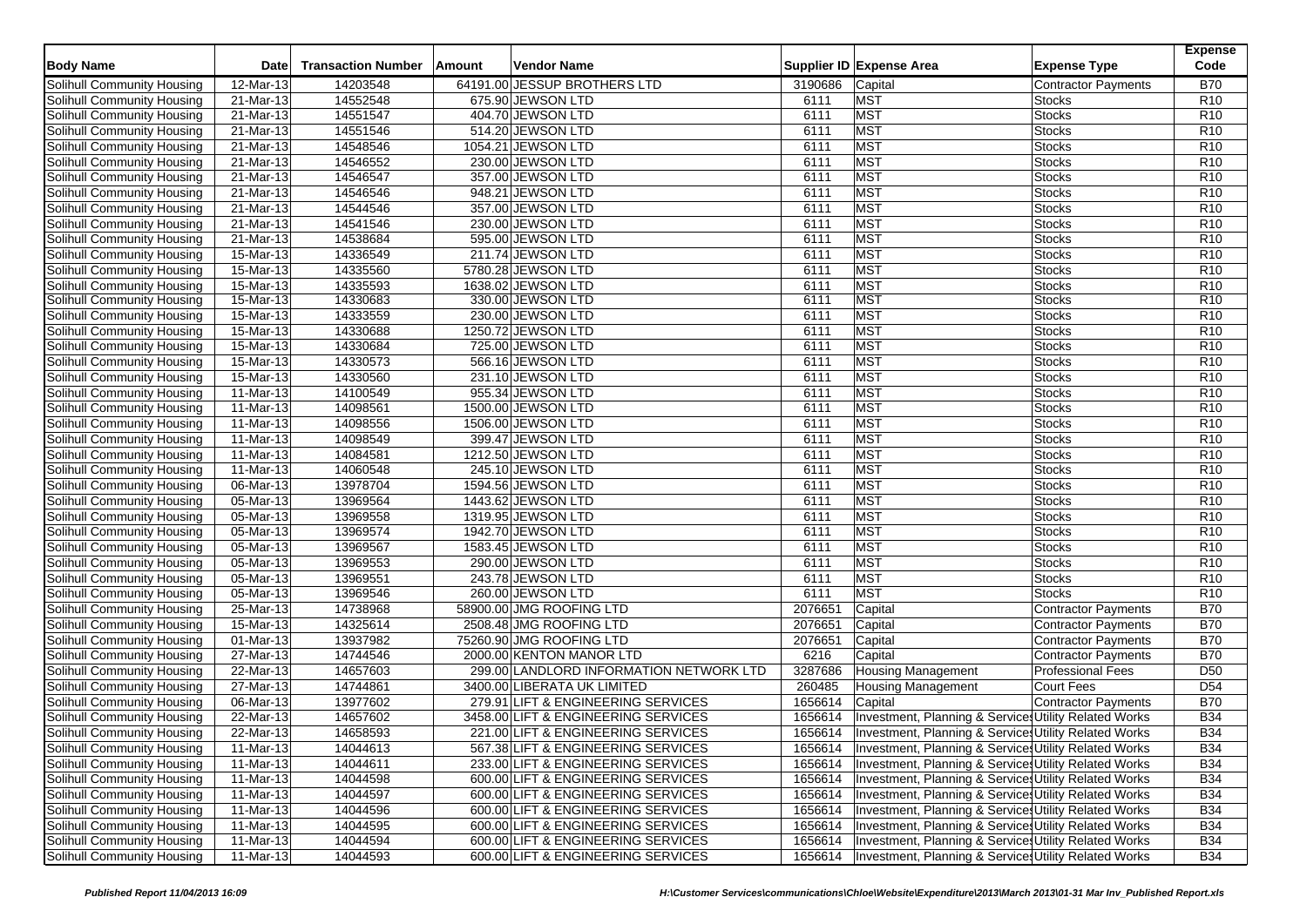| Body Name | Date | Transaction Number | Amount | Vendor Name | Supplier ID | Expense Area | Expense Type | Expense Code |
|---|---|---|---|---|---|---|---|---|
| Solihull Community Housing | 12-Mar-13 | 14203548 | 64191.00 | JESSUP BROTHERS LTD | 3190686 | Capital | Contractor Payments | B70 |
| Solihull Community Housing | 21-Mar-13 | 14552548 | 675.90 | JEWSON LTD | 6111 | MST | Stocks | R10 |
| Solihull Community Housing | 21-Mar-13 | 14551547 | 404.70 | JEWSON LTD | 6111 | MST | Stocks | R10 |
| Solihull Community Housing | 21-Mar-13 | 14551546 | 514.20 | JEWSON LTD | 6111 | MST | Stocks | R10 |
| Solihull Community Housing | 21-Mar-13 | 14548546 | 1054.21 | JEWSON LTD | 6111 | MST | Stocks | R10 |
| Solihull Community Housing | 21-Mar-13 | 14546552 | 230.00 | JEWSON LTD | 6111 | MST | Stocks | R10 |
| Solihull Community Housing | 21-Mar-13 | 14546547 | 357.00 | JEWSON LTD | 6111 | MST | Stocks | R10 |
| Solihull Community Housing | 21-Mar-13 | 14546546 | 948.21 | JEWSON LTD | 6111 | MST | Stocks | R10 |
| Solihull Community Housing | 21-Mar-13 | 14544546 | 357.00 | JEWSON LTD | 6111 | MST | Stocks | R10 |
| Solihull Community Housing | 21-Mar-13 | 14541546 | 230.00 | JEWSON LTD | 6111 | MST | Stocks | R10 |
| Solihull Community Housing | 21-Mar-13 | 14538684 | 595.00 | JEWSON LTD | 6111 | MST | Stocks | R10 |
| Solihull Community Housing | 15-Mar-13 | 14336549 | 211.74 | JEWSON LTD | 6111 | MST | Stocks | R10 |
| Solihull Community Housing | 15-Mar-13 | 14335560 | 5780.28 | JEWSON LTD | 6111 | MST | Stocks | R10 |
| Solihull Community Housing | 15-Mar-13 | 14335593 | 1638.02 | JEWSON LTD | 6111 | MST | Stocks | R10 |
| Solihull Community Housing | 15-Mar-13 | 14330683 | 330.00 | JEWSON LTD | 6111 | MST | Stocks | R10 |
| Solihull Community Housing | 15-Mar-13 | 14333559 | 230.00 | JEWSON LTD | 6111 | MST | Stocks | R10 |
| Solihull Community Housing | 15-Mar-13 | 14330688 | 1250.72 | JEWSON LTD | 6111 | MST | Stocks | R10 |
| Solihull Community Housing | 15-Mar-13 | 14330684 | 725.00 | JEWSON LTD | 6111 | MST | Stocks | R10 |
| Solihull Community Housing | 15-Mar-13 | 14330573 | 566.16 | JEWSON LTD | 6111 | MST | Stocks | R10 |
| Solihull Community Housing | 15-Mar-13 | 14330560 | 231.10 | JEWSON LTD | 6111 | MST | Stocks | R10 |
| Solihull Community Housing | 11-Mar-13 | 14100549 | 955.34 | JEWSON LTD | 6111 | MST | Stocks | R10 |
| Solihull Community Housing | 11-Mar-13 | 14098561 | 1500.00 | JEWSON LTD | 6111 | MST | Stocks | R10 |
| Solihull Community Housing | 11-Mar-13 | 14098556 | 1506.00 | JEWSON LTD | 6111 | MST | Stocks | R10 |
| Solihull Community Housing | 11-Mar-13 | 14098549 | 399.47 | JEWSON LTD | 6111 | MST | Stocks | R10 |
| Solihull Community Housing | 11-Mar-13 | 14084581 | 1212.50 | JEWSON LTD | 6111 | MST | Stocks | R10 |
| Solihull Community Housing | 11-Mar-13 | 14060548 | 245.10 | JEWSON LTD | 6111 | MST | Stocks | R10 |
| Solihull Community Housing | 06-Mar-13 | 13978704 | 1594.56 | JEWSON LTD | 6111 | MST | Stocks | R10 |
| Solihull Community Housing | 05-Mar-13 | 13969564 | 1443.62 | JEWSON LTD | 6111 | MST | Stocks | R10 |
| Solihull Community Housing | 05-Mar-13 | 13969558 | 1319.95 | JEWSON LTD | 6111 | MST | Stocks | R10 |
| Solihull Community Housing | 05-Mar-13 | 13969574 | 1942.70 | JEWSON LTD | 6111 | MST | Stocks | R10 |
| Solihull Community Housing | 05-Mar-13 | 13969567 | 1583.45 | JEWSON LTD | 6111 | MST | Stocks | R10 |
| Solihull Community Housing | 05-Mar-13 | 13969553 | 290.00 | JEWSON LTD | 6111 | MST | Stocks | R10 |
| Solihull Community Housing | 05-Mar-13 | 13969551 | 243.78 | JEWSON LTD | 6111 | MST | Stocks | R10 |
| Solihull Community Housing | 05-Mar-13 | 13969546 | 260.00 | JEWSON LTD | 6111 | MST | Stocks | R10 |
| Solihull Community Housing | 25-Mar-13 | 14738968 | 58900.00 | JMG ROOFING LTD | 2076651 | Capital | Contractor Payments | B70 |
| Solihull Community Housing | 15-Mar-13 | 14325614 | 2508.48 | JMG ROOFING LTD | 2076651 | Capital | Contractor Payments | B70 |
| Solihull Community Housing | 01-Mar-13 | 13937982 | 75260.90 | JMG ROOFING LTD | 2076651 | Capital | Contractor Payments | B70 |
| Solihull Community Housing | 27-Mar-13 | 14744546 | 2000.00 | KENTON MANOR LTD | 6216 | Capital | Contractor Payments | B70 |
| Solihull Community Housing | 22-Mar-13 | 14657603 | 299.00 | LANDLORD INFORMATION NETWORK LTD | 3287686 | Housing Management | Professional Fees | D50 |
| Solihull Community Housing | 27-Mar-13 | 14744861 | 3400.00 | LIBERATA UK LIMITED | 260485 | Housing Management | Court Fees | D54 |
| Solihull Community Housing | 06-Mar-13 | 13977602 | 279.91 | LIFT & ENGINEERING SERVICES | 1656614 | Capital | Contractor Payments | B70 |
| Solihull Community Housing | 22-Mar-13 | 14657602 | 3458.00 | LIFT & ENGINEERING SERVICES | 1656614 | Investment, Planning & Services | Utility Related Works | B34 |
| Solihull Community Housing | 22-Mar-13 | 14658593 | 221.00 | LIFT & ENGINEERING SERVICES | 1656614 | Investment, Planning & Services | Utility Related Works | B34 |
| Solihull Community Housing | 11-Mar-13 | 14044613 | 567.38 | LIFT & ENGINEERING SERVICES | 1656614 | Investment, Planning & Services | Utility Related Works | B34 |
| Solihull Community Housing | 11-Mar-13 | 14044611 | 233.00 | LIFT & ENGINEERING SERVICES | 1656614 | Investment, Planning & Services | Utility Related Works | B34 |
| Solihull Community Housing | 11-Mar-13 | 14044598 | 600.00 | LIFT & ENGINEERING SERVICES | 1656614 | Investment, Planning & Services | Utility Related Works | B34 |
| Solihull Community Housing | 11-Mar-13 | 14044597 | 600.00 | LIFT & ENGINEERING SERVICES | 1656614 | Investment, Planning & Services | Utility Related Works | B34 |
| Solihull Community Housing | 11-Mar-13 | 14044596 | 600.00 | LIFT & ENGINEERING SERVICES | 1656614 | Investment, Planning & Services | Utility Related Works | B34 |
| Solihull Community Housing | 11-Mar-13 | 14044595 | 600.00 | LIFT & ENGINEERING SERVICES | 1656614 | Investment, Planning & Services | Utility Related Works | B34 |
| Solihull Community Housing | 11-Mar-13 | 14044594 | 600.00 | LIFT & ENGINEERING SERVICES | 1656614 | Investment, Planning & Services | Utility Related Works | B34 |
| Solihull Community Housing | 11-Mar-13 | 14044593 | 600.00 | LIFT & ENGINEERING SERVICES | 1656614 | Investment, Planning & Services | Utility Related Works | B34 |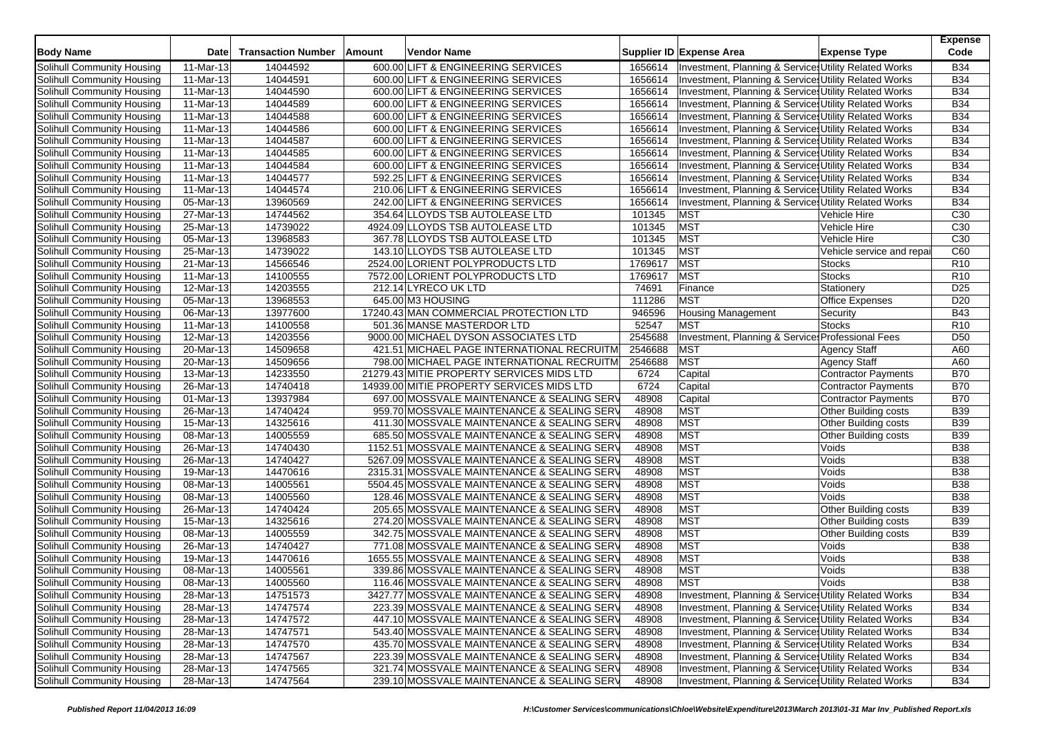| Body Name | Date | Transaction Number | Amount | Vendor Name | Supplier ID | Expense Area | Expense Type | Expense Code |
|---|---|---|---|---|---|---|---|---|
| Solihull Community Housing | 11-Mar-13 | 14044592 | 600.00 | LIFT & ENGINEERING SERVICES | 1656614 | Investment, Planning & Services | Utility Related Works | B34 |
| Solihull Community Housing | 11-Mar-13 | 14044591 | 600.00 | LIFT & ENGINEERING SERVICES | 1656614 | Investment, Planning & Services | Utility Related Works | B34 |
| Solihull Community Housing | 11-Mar-13 | 14044590 | 600.00 | LIFT & ENGINEERING SERVICES | 1656614 | Investment, Planning & Services | Utility Related Works | B34 |
| Solihull Community Housing | 11-Mar-13 | 14044589 | 600.00 | LIFT & ENGINEERING SERVICES | 1656614 | Investment, Planning & Services | Utility Related Works | B34 |
| Solihull Community Housing | 11-Mar-13 | 14044588 | 600.00 | LIFT & ENGINEERING SERVICES | 1656614 | Investment, Planning & Services | Utility Related Works | B34 |
| Solihull Community Housing | 11-Mar-13 | 14044586 | 600.00 | LIFT & ENGINEERING SERVICES | 1656614 | Investment, Planning & Services | Utility Related Works | B34 |
| Solihull Community Housing | 11-Mar-13 | 14044587 | 600.00 | LIFT & ENGINEERING SERVICES | 1656614 | Investment, Planning & Services | Utility Related Works | B34 |
| Solihull Community Housing | 11-Mar-13 | 14044585 | 600.00 | LIFT & ENGINEERING SERVICES | 1656614 | Investment, Planning & Services | Utility Related Works | B34 |
| Solihull Community Housing | 11-Mar-13 | 14044584 | 600.00 | LIFT & ENGINEERING SERVICES | 1656614 | Investment, Planning & Services | Utility Related Works | B34 |
| Solihull Community Housing | 11-Mar-13 | 14044577 | 592.25 | LIFT & ENGINEERING SERVICES | 1656614 | Investment, Planning & Services | Utility Related Works | B34 |
| Solihull Community Housing | 11-Mar-13 | 14044574 | 210.06 | LIFT & ENGINEERING SERVICES | 1656614 | Investment, Planning & Services | Utility Related Works | B34 |
| Solihull Community Housing | 05-Mar-13 | 13960569 | 242.00 | LIFT & ENGINEERING SERVICES | 1656614 | Investment, Planning & Services | Utility Related Works | B34 |
| Solihull Community Housing | 27-Mar-13 | 14744562 | 354.64 | LLOYDS TSB AUTOLEASE LTD | 101345 | MST | Vehicle Hire | C30 |
| Solihull Community Housing | 25-Mar-13 | 14739022 | 4924.09 | LLOYDS TSB AUTOLEASE LTD | 101345 | MST | Vehicle Hire | C30 |
| Solihull Community Housing | 05-Mar-13 | 13968583 | 367.78 | LLOYDS TSB AUTOLEASE LTD | 101345 | MST | Vehicle Hire | C30 |
| Solihull Community Housing | 25-Mar-13 | 14739022 | 143.10 | LLOYDS TSB AUTOLEASE LTD | 101345 | MST | Vehicle service and repai | C60 |
| Solihull Community Housing | 21-Mar-13 | 14566546 | 2524.00 | LORIENT POLYPRODUCTS LTD | 1769617 | MST | Stocks | R10 |
| Solihull Community Housing | 11-Mar-13 | 14100555 | 7572.00 | LORIENT POLYPRODUCTS LTD | 1769617 | MST | Stocks | R10 |
| Solihull Community Housing | 12-Mar-13 | 14203555 | 212.14 | LYRECO UK LTD | 74691 | Finance | Stationery | D25 |
| Solihull Community Housing | 05-Mar-13 | 13968553 | 645.00 | M3 HOUSING | 111286 | MST | Office Expenses | D20 |
| Solihull Community Housing | 06-Mar-13 | 13977600 | 17240.43 | MAN COMMERCIAL PROTECTION LTD | 946596 | Housing Management | Security | B43 |
| Solihull Community Housing | 11-Mar-13 | 14100558 | 501.36 | MANSE MASTERDOR LTD | 52547 | MST | Stocks | R10 |
| Solihull Community Housing | 12-Mar-13 | 14203556 | 9000.00 | MICHAEL DYSON ASSOCIATES LTD | 2545688 | Investment, Planning & Services | Professional Fees | D50 |
| Solihull Community Housing | 20-Mar-13 | 14509658 | 421.51 | MICHAEL PAGE INTERNATIONAL RECRUITM | 2546688 | MST | Agency Staff | A60 |
| Solihull Community Housing | 20-Mar-13 | 14509656 | 798.00 | MICHAEL PAGE INTERNATIONAL RECRUITM | 2546688 | MST | Agency Staff | A60 |
| Solihull Community Housing | 13-Mar-13 | 14233550 | 21279.43 | MITIE PROPERTY SERVICES MIDS LTD | 6724 | Capital | Contractor Payments | B70 |
| Solihull Community Housing | 26-Mar-13 | 14740418 | 14939.00 | MITIE PROPERTY SERVICES MIDS LTD | 6724 | Capital | Contractor Payments | B70 |
| Solihull Community Housing | 01-Mar-13 | 13937984 | 697.00 | MOSSVALE MAINTENANCE & SEALING SERV | 48908 | Capital | Contractor Payments | B70 |
| Solihull Community Housing | 26-Mar-13 | 14740424 | 959.70 | MOSSVALE MAINTENANCE & SEALING SERV | 48908 | MST | Other Building costs | B39 |
| Solihull Community Housing | 15-Mar-13 | 14325616 | 411.30 | MOSSVALE MAINTENANCE & SEALING SERV | 48908 | MST | Other Building costs | B39 |
| Solihull Community Housing | 08-Mar-13 | 14005559 | 685.50 | MOSSVALE MAINTENANCE & SEALING SERV | 48908 | MST | Other Building costs | B39 |
| Solihull Community Housing | 26-Mar-13 | 14740430 | 1152.51 | MOSSVALE MAINTENANCE & SEALING SERV | 48908 | MST | Voids | B38 |
| Solihull Community Housing | 26-Mar-13 | 14740427 | 5267.09 | MOSSVALE MAINTENANCE & SEALING SERV | 48908 | MST | Voids | B38 |
| Solihull Community Housing | 19-Mar-13 | 14470616 | 2315.31 | MOSSVALE MAINTENANCE & SEALING SERV | 48908 | MST | Voids | B38 |
| Solihull Community Housing | 08-Mar-13 | 14005561 | 5504.45 | MOSSVALE MAINTENANCE & SEALING SERV | 48908 | MST | Voids | B38 |
| Solihull Community Housing | 08-Mar-13 | 14005560 | 128.46 | MOSSVALE MAINTENANCE & SEALING SERV | 48908 | MST | Voids | B38 |
| Solihull Community Housing | 26-Mar-13 | 14740424 | 205.65 | MOSSVALE MAINTENANCE & SEALING SERV | 48908 | MST | Other Building costs | B39 |
| Solihull Community Housing | 15-Mar-13 | 14325616 | 274.20 | MOSSVALE MAINTENANCE & SEALING SERV | 48908 | MST | Other Building costs | B39 |
| Solihull Community Housing | 08-Mar-13 | 14005559 | 342.75 | MOSSVALE MAINTENANCE & SEALING SERV | 48908 | MST | Other Building costs | B39 |
| Solihull Community Housing | 26-Mar-13 | 14740427 | 771.08 | MOSSVALE MAINTENANCE & SEALING SERV | 48908 | MST | Voids | B38 |
| Solihull Community Housing | 19-Mar-13 | 14470616 | 1655.55 | MOSSVALE MAINTENANCE & SEALING SERV | 48908 | MST | Voids | B38 |
| Solihull Community Housing | 08-Mar-13 | 14005561 | 339.86 | MOSSVALE MAINTENANCE & SEALING SERV | 48908 | MST | Voids | B38 |
| Solihull Community Housing | 08-Mar-13 | 14005560 | 116.46 | MOSSVALE MAINTENANCE & SEALING SERV | 48908 | MST | Voids | B38 |
| Solihull Community Housing | 28-Mar-13 | 14751573 | 3427.77 | MOSSVALE MAINTENANCE & SEALING SERV | 48908 | Investment, Planning & Services | Utility Related Works | B34 |
| Solihull Community Housing | 28-Mar-13 | 14747574 | 223.39 | MOSSVALE MAINTENANCE & SEALING SERV | 48908 | Investment, Planning & Services | Utility Related Works | B34 |
| Solihull Community Housing | 28-Mar-13 | 14747572 | 447.10 | MOSSVALE MAINTENANCE & SEALING SERV | 48908 | Investment, Planning & Services | Utility Related Works | B34 |
| Solihull Community Housing | 28-Mar-13 | 14747571 | 543.40 | MOSSVALE MAINTENANCE & SEALING SERV | 48908 | Investment, Planning & Services | Utility Related Works | B34 |
| Solihull Community Housing | 28-Mar-13 | 14747570 | 435.70 | MOSSVALE MAINTENANCE & SEALING SERV | 48908 | Investment, Planning & Services | Utility Related Works | B34 |
| Solihull Community Housing | 28-Mar-13 | 14747567 | 223.39 | MOSSVALE MAINTENANCE & SEALING SERV | 48908 | Investment, Planning & Services | Utility Related Works | B34 |
| Solihull Community Housing | 28-Mar-13 | 14747565 | 321.74 | MOSSVALE MAINTENANCE & SEALING SERV | 48908 | Investment, Planning & Services | Utility Related Works | B34 |
| Solihull Community Housing | 28-Mar-13 | 14747564 | 239.10 | MOSSVALE MAINTENANCE & SEALING SERV | 48908 | Investment, Planning & Services | Utility Related Works | B34 |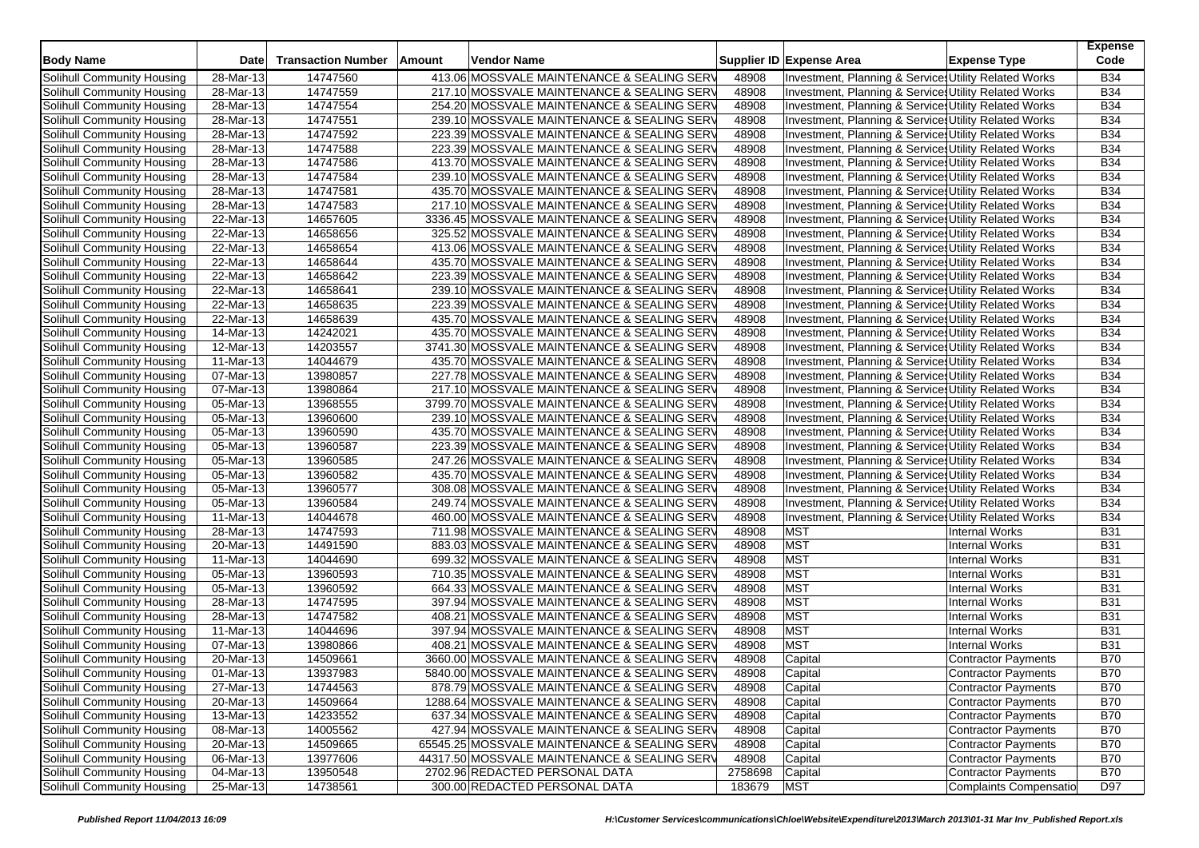| Body Name | Date | Transaction Number | Amount | Vendor Name | Supplier ID | Expense Area | Expense Type | Expense Code |
|---|---|---|---|---|---|---|---|---|
| Solihull Community Housing | 28-Mar-13 | 14747560 | 413.06 | MOSSVALE MAINTENANCE & SEALING SERV | 48908 | Investment, Planning & Services | Utility Related Works | B34 |
| Solihull Community Housing | 28-Mar-13 | 14747559 | 217.10 | MOSSVALE MAINTENANCE & SEALING SERV | 48908 | Investment, Planning & Services | Utility Related Works | B34 |
| Solihull Community Housing | 28-Mar-13 | 14747554 | 254.20 | MOSSVALE MAINTENANCE & SEALING SERV | 48908 | Investment, Planning & Services | Utility Related Works | B34 |
| Solihull Community Housing | 28-Mar-13 | 14747551 | 239.10 | MOSSVALE MAINTENANCE & SEALING SERV | 48908 | Investment, Planning & Services | Utility Related Works | B34 |
| Solihull Community Housing | 28-Mar-13 | 14747592 | 223.39 | MOSSVALE MAINTENANCE & SEALING SERV | 48908 | Investment, Planning & Services | Utility Related Works | B34 |
| Solihull Community Housing | 28-Mar-13 | 14747588 | 223.39 | MOSSVALE MAINTENANCE & SEALING SERV | 48908 | Investment, Planning & Services | Utility Related Works | B34 |
| Solihull Community Housing | 28-Mar-13 | 14747586 | 413.70 | MOSSVALE MAINTENANCE & SEALING SERV | 48908 | Investment, Planning & Services | Utility Related Works | B34 |
| Solihull Community Housing | 28-Mar-13 | 14747584 | 239.10 | MOSSVALE MAINTENANCE & SEALING SERV | 48908 | Investment, Planning & Services | Utility Related Works | B34 |
| Solihull Community Housing | 28-Mar-13 | 14747581 | 435.70 | MOSSVALE MAINTENANCE & SEALING SERV | 48908 | Investment, Planning & Services | Utility Related Works | B34 |
| Solihull Community Housing | 28-Mar-13 | 14747583 | 217.10 | MOSSVALE MAINTENANCE & SEALING SERV | 48908 | Investment, Planning & Services | Utility Related Works | B34 |
| Solihull Community Housing | 22-Mar-13 | 14657605 | 3336.45 | MOSSVALE MAINTENANCE & SEALING SERV | 48908 | Investment, Planning & Services | Utility Related Works | B34 |
| Solihull Community Housing | 22-Mar-13 | 14658656 | 325.52 | MOSSVALE MAINTENANCE & SEALING SERV | 48908 | Investment, Planning & Services | Utility Related Works | B34 |
| Solihull Community Housing | 22-Mar-13 | 14658654 | 413.06 | MOSSVALE MAINTENANCE & SEALING SERV | 48908 | Investment, Planning & Services | Utility Related Works | B34 |
| Solihull Community Housing | 22-Mar-13 | 14658644 | 435.70 | MOSSVALE MAINTENANCE & SEALING SERV | 48908 | Investment, Planning & Services | Utility Related Works | B34 |
| Solihull Community Housing | 22-Mar-13 | 14658642 | 223.39 | MOSSVALE MAINTENANCE & SEALING SERV | 48908 | Investment, Planning & Services | Utility Related Works | B34 |
| Solihull Community Housing | 22-Mar-13 | 14658641 | 239.10 | MOSSVALE MAINTENANCE & SEALING SERV | 48908 | Investment, Planning & Services | Utility Related Works | B34 |
| Solihull Community Housing | 22-Mar-13 | 14658635 | 223.39 | MOSSVALE MAINTENANCE & SEALING SERV | 48908 | Investment, Planning & Services | Utility Related Works | B34 |
| Solihull Community Housing | 22-Mar-13 | 14658639 | 435.70 | MOSSVALE MAINTENANCE & SEALING SERV | 48908 | Investment, Planning & Services | Utility Related Works | B34 |
| Solihull Community Housing | 14-Mar-13 | 14242021 | 435.70 | MOSSVALE MAINTENANCE & SEALING SERV | 48908 | Investment, Planning & Services | Utility Related Works | B34 |
| Solihull Community Housing | 12-Mar-13 | 14203557 | 3741.30 | MOSSVALE MAINTENANCE & SEALING SERV | 48908 | Investment, Planning & Services | Utility Related Works | B34 |
| Solihull Community Housing | 11-Mar-13 | 14044679 | 435.70 | MOSSVALE MAINTENANCE & SEALING SERV | 48908 | Investment, Planning & Services | Utility Related Works | B34 |
| Solihull Community Housing | 07-Mar-13 | 13980857 | 227.78 | MOSSVALE MAINTENANCE & SEALING SERV | 48908 | Investment, Planning & Services | Utility Related Works | B34 |
| Solihull Community Housing | 07-Mar-13 | 13980864 | 217.10 | MOSSVALE MAINTENANCE & SEALING SERV | 48908 | Investment, Planning & Services | Utility Related Works | B34 |
| Solihull Community Housing | 05-Mar-13 | 13968555 | 3799.70 | MOSSVALE MAINTENANCE & SEALING SERV | 48908 | Investment, Planning & Services | Utility Related Works | B34 |
| Solihull Community Housing | 05-Mar-13 | 13960600 | 239.10 | MOSSVALE MAINTENANCE & SEALING SERV | 48908 | Investment, Planning & Services | Utility Related Works | B34 |
| Solihull Community Housing | 05-Mar-13 | 13960590 | 435.70 | MOSSVALE MAINTENANCE & SEALING SERV | 48908 | Investment, Planning & Services | Utility Related Works | B34 |
| Solihull Community Housing | 05-Mar-13 | 13960587 | 223.39 | MOSSVALE MAINTENANCE & SEALING SERV | 48908 | Investment, Planning & Services | Utility Related Works | B34 |
| Solihull Community Housing | 05-Mar-13 | 13960585 | 247.26 | MOSSVALE MAINTENANCE & SEALING SERV | 48908 | Investment, Planning & Services | Utility Related Works | B34 |
| Solihull Community Housing | 05-Mar-13 | 13960582 | 435.70 | MOSSVALE MAINTENANCE & SEALING SERV | 48908 | Investment, Planning & Services | Utility Related Works | B34 |
| Solihull Community Housing | 05-Mar-13 | 13960577 | 308.08 | MOSSVALE MAINTENANCE & SEALING SERV | 48908 | Investment, Planning & Services | Utility Related Works | B34 |
| Solihull Community Housing | 05-Mar-13 | 13960584 | 249.74 | MOSSVALE MAINTENANCE & SEALING SERV | 48908 | Investment, Planning & Services | Utility Related Works | B34 |
| Solihull Community Housing | 11-Mar-13 | 14044678 | 460.00 | MOSSVALE MAINTENANCE & SEALING SERV | 48908 | Investment, Planning & Services | Utility Related Works | B34 |
| Solihull Community Housing | 28-Mar-13 | 14747593 | 711.98 | MOSSVALE MAINTENANCE & SEALING SERV | 48908 | MST | Internal Works | B31 |
| Solihull Community Housing | 20-Mar-13 | 14491590 | 883.03 | MOSSVALE MAINTENANCE & SEALING SERV | 48908 | MST | Internal Works | B31 |
| Solihull Community Housing | 11-Mar-13 | 14044690 | 699.32 | MOSSVALE MAINTENANCE & SEALING SERV | 48908 | MST | Internal Works | B31 |
| Solihull Community Housing | 05-Mar-13 | 13960593 | 710.35 | MOSSVALE MAINTENANCE & SEALING SERV | 48908 | MST | Internal Works | B31 |
| Solihull Community Housing | 05-Mar-13 | 13960592 | 664.33 | MOSSVALE MAINTENANCE & SEALING SERV | 48908 | MST | Internal Works | B31 |
| Solihull Community Housing | 28-Mar-13 | 14747595 | 397.94 | MOSSVALE MAINTENANCE & SEALING SERV | 48908 | MST | Internal Works | B31 |
| Solihull Community Housing | 28-Mar-13 | 14747582 | 408.21 | MOSSVALE MAINTENANCE & SEALING SERV | 48908 | MST | Internal Works | B31 |
| Solihull Community Housing | 11-Mar-13 | 14044696 | 397.94 | MOSSVALE MAINTENANCE & SEALING SERV | 48908 | MST | Internal Works | B31 |
| Solihull Community Housing | 07-Mar-13 | 13980866 | 408.21 | MOSSVALE MAINTENANCE & SEALING SERV | 48908 | MST | Internal Works | B31 |
| Solihull Community Housing | 20-Mar-13 | 14509661 | 3660.00 | MOSSVALE MAINTENANCE & SEALING SERV | 48908 | Capital | Contractor Payments | B70 |
| Solihull Community Housing | 01-Mar-13 | 13937983 | 5840.00 | MOSSVALE MAINTENANCE & SEALING SERV | 48908 | Capital | Contractor Payments | B70 |
| Solihull Community Housing | 27-Mar-13 | 14744563 | 878.79 | MOSSVALE MAINTENANCE & SEALING SERV | 48908 | Capital | Contractor Payments | B70 |
| Solihull Community Housing | 20-Mar-13 | 14509664 | 1288.64 | MOSSVALE MAINTENANCE & SEALING SERV | 48908 | Capital | Contractor Payments | B70 |
| Solihull Community Housing | 13-Mar-13 | 14233552 | 637.34 | MOSSVALE MAINTENANCE & SEALING SERV | 48908 | Capital | Contractor Payments | B70 |
| Solihull Community Housing | 08-Mar-13 | 14005562 | 427.94 | MOSSVALE MAINTENANCE & SEALING SERV | 48908 | Capital | Contractor Payments | B70 |
| Solihull Community Housing | 20-Mar-13 | 14509665 | 65545.25 | MOSSVALE MAINTENANCE & SEALING SERV | 48908 | Capital | Contractor Payments | B70 |
| Solihull Community Housing | 06-Mar-13 | 13977606 | 44317.50 | MOSSVALE MAINTENANCE & SEALING SERV | 48908 | Capital | Contractor Payments | B70 |
| Solihull Community Housing | 04-Mar-13 | 13950548 | 2702.96 | REDACTED PERSONAL DATA | 2758698 | Capital | Contractor Payments | B70 |
| Solihull Community Housing | 25-Mar-13 | 14738561 | 300.00 | REDACTED PERSONAL DATA | 183679 | MST | Complaints Compensatio | D97 |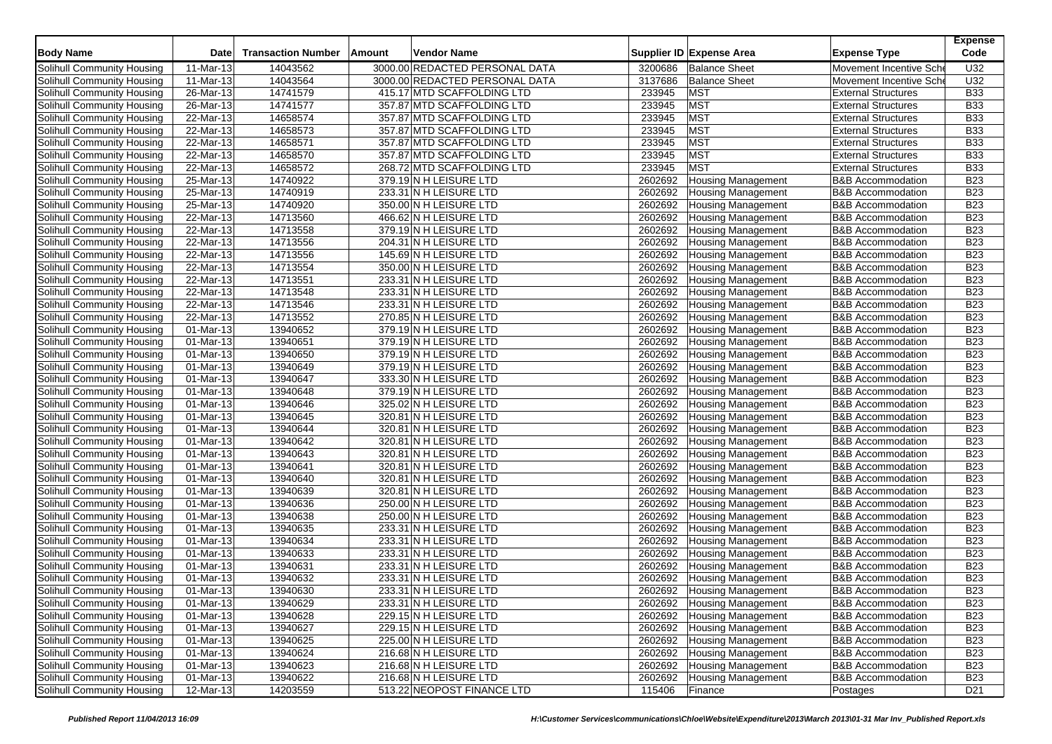| Body Name | Date | Transaction Number | Amount | Vendor Name | Supplier ID | Expense Area | Expense Type | Expense Code |
|---|---|---|---|---|---|---|---|---|
| Solihull Community Housing | 11-Mar-13 | 14043562 | 3000.00 | REDACTED PERSONAL DATA | 3200686 | Balance Sheet | Movement Incentive Sche | U32 |
| Solihull Community Housing | 11-Mar-13 | 14043564 | 3000.00 | REDACTED PERSONAL DATA | 3137686 | Balance Sheet | Movement Incentive Sche | U32 |
| Solihull Community Housing | 26-Mar-13 | 14741579 | 415.17 | MTD SCAFFOLDING LTD | 233945 | MST | External Structures | B33 |
| Solihull Community Housing | 26-Mar-13 | 14741577 | 357.87 | MTD SCAFFOLDING LTD | 233945 | MST | External Structures | B33 |
| Solihull Community Housing | 22-Mar-13 | 14658574 | 357.87 | MTD SCAFFOLDING LTD | 233945 | MST | External Structures | B33 |
| Solihull Community Housing | 22-Mar-13 | 14658573 | 357.87 | MTD SCAFFOLDING LTD | 233945 | MST | External Structures | B33 |
| Solihull Community Housing | 22-Mar-13 | 14658571 | 357.87 | MTD SCAFFOLDING LTD | 233945 | MST | External Structures | B33 |
| Solihull Community Housing | 22-Mar-13 | 14658570 | 357.87 | MTD SCAFFOLDING LTD | 233945 | MST | External Structures | B33 |
| Solihull Community Housing | 22-Mar-13 | 14658572 | 268.72 | MTD SCAFFOLDING LTD | 233945 | MST | External Structures | B33 |
| Solihull Community Housing | 25-Mar-13 | 14740922 | 379.19 | N H LEISURE LTD | 2602692 | Housing Management | B&B Accommodation | B23 |
| Solihull Community Housing | 25-Mar-13 | 14740919 | 233.31 | N H LEISURE LTD | 2602692 | Housing Management | B&B Accommodation | B23 |
| Solihull Community Housing | 25-Mar-13 | 14740920 | 350.00 | N H LEISURE LTD | 2602692 | Housing Management | B&B Accommodation | B23 |
| Solihull Community Housing | 22-Mar-13 | 14713560 | 466.62 | N H LEISURE LTD | 2602692 | Housing Management | B&B Accommodation | B23 |
| Solihull Community Housing | 22-Mar-13 | 14713558 | 379.19 | N H LEISURE LTD | 2602692 | Housing Management | B&B Accommodation | B23 |
| Solihull Community Housing | 22-Mar-13 | 14713556 | 204.31 | N H LEISURE LTD | 2602692 | Housing Management | B&B Accommodation | B23 |
| Solihull Community Housing | 22-Mar-13 | 14713556 | 145.69 | N H LEISURE LTD | 2602692 | Housing Management | B&B Accommodation | B23 |
| Solihull Community Housing | 22-Mar-13 | 14713554 | 350.00 | N H LEISURE LTD | 2602692 | Housing Management | B&B Accommodation | B23 |
| Solihull Community Housing | 22-Mar-13 | 14713551 | 233.31 | N H LEISURE LTD | 2602692 | Housing Management | B&B Accommodation | B23 |
| Solihull Community Housing | 22-Mar-13 | 14713548 | 233.31 | N H LEISURE LTD | 2602692 | Housing Management | B&B Accommodation | B23 |
| Solihull Community Housing | 22-Mar-13 | 14713546 | 233.31 | N H LEISURE LTD | 2602692 | Housing Management | B&B Accommodation | B23 |
| Solihull Community Housing | 22-Mar-13 | 14713552 | 270.85 | N H LEISURE LTD | 2602692 | Housing Management | B&B Accommodation | B23 |
| Solihull Community Housing | 01-Mar-13 | 13940652 | 379.19 | N H LEISURE LTD | 2602692 | Housing Management | B&B Accommodation | B23 |
| Solihull Community Housing | 01-Mar-13 | 13940651 | 379.19 | N H LEISURE LTD | 2602692 | Housing Management | B&B Accommodation | B23 |
| Solihull Community Housing | 01-Mar-13 | 13940650 | 379.19 | N H LEISURE LTD | 2602692 | Housing Management | B&B Accommodation | B23 |
| Solihull Community Housing | 01-Mar-13 | 13940649 | 379.19 | N H LEISURE LTD | 2602692 | Housing Management | B&B Accommodation | B23 |
| Solihull Community Housing | 01-Mar-13 | 13940647 | 333.30 | N H LEISURE LTD | 2602692 | Housing Management | B&B Accommodation | B23 |
| Solihull Community Housing | 01-Mar-13 | 13940648 | 379.19 | N H LEISURE LTD | 2602692 | Housing Management | B&B Accommodation | B23 |
| Solihull Community Housing | 01-Mar-13 | 13940646 | 325.02 | N H LEISURE LTD | 2602692 | Housing Management | B&B Accommodation | B23 |
| Solihull Community Housing | 01-Mar-13 | 13940645 | 320.81 | N H LEISURE LTD | 2602692 | Housing Management | B&B Accommodation | B23 |
| Solihull Community Housing | 01-Mar-13 | 13940644 | 320.81 | N H LEISURE LTD | 2602692 | Housing Management | B&B Accommodation | B23 |
| Solihull Community Housing | 01-Mar-13 | 13940642 | 320.81 | N H LEISURE LTD | 2602692 | Housing Management | B&B Accommodation | B23 |
| Solihull Community Housing | 01-Mar-13 | 13940643 | 320.81 | N H LEISURE LTD | 2602692 | Housing Management | B&B Accommodation | B23 |
| Solihull Community Housing | 01-Mar-13 | 13940641 | 320.81 | N H LEISURE LTD | 2602692 | Housing Management | B&B Accommodation | B23 |
| Solihull Community Housing | 01-Mar-13 | 13940640 | 320.81 | N H LEISURE LTD | 2602692 | Housing Management | B&B Accommodation | B23 |
| Solihull Community Housing | 01-Mar-13 | 13940639 | 320.81 | N H LEISURE LTD | 2602692 | Housing Management | B&B Accommodation | B23 |
| Solihull Community Housing | 01-Mar-13 | 13940636 | 250.00 | N H LEISURE LTD | 2602692 | Housing Management | B&B Accommodation | B23 |
| Solihull Community Housing | 01-Mar-13 | 13940638 | 250.00 | N H LEISURE LTD | 2602692 | Housing Management | B&B Accommodation | B23 |
| Solihull Community Housing | 01-Mar-13 | 13940635 | 233.31 | N H LEISURE LTD | 2602692 | Housing Management | B&B Accommodation | B23 |
| Solihull Community Housing | 01-Mar-13 | 13940634 | 233.31 | N H LEISURE LTD | 2602692 | Housing Management | B&B Accommodation | B23 |
| Solihull Community Housing | 01-Mar-13 | 13940633 | 233.31 | N H LEISURE LTD | 2602692 | Housing Management | B&B Accommodation | B23 |
| Solihull Community Housing | 01-Mar-13 | 13940631 | 233.31 | N H LEISURE LTD | 2602692 | Housing Management | B&B Accommodation | B23 |
| Solihull Community Housing | 01-Mar-13 | 13940632 | 233.31 | N H LEISURE LTD | 2602692 | Housing Management | B&B Accommodation | B23 |
| Solihull Community Housing | 01-Mar-13 | 13940630 | 233.31 | N H LEISURE LTD | 2602692 | Housing Management | B&B Accommodation | B23 |
| Solihull Community Housing | 01-Mar-13 | 13940629 | 233.31 | N H LEISURE LTD | 2602692 | Housing Management | B&B Accommodation | B23 |
| Solihull Community Housing | 01-Mar-13 | 13940628 | 229.15 | N H LEISURE LTD | 2602692 | Housing Management | B&B Accommodation | B23 |
| Solihull Community Housing | 01-Mar-13 | 13940627 | 229.15 | N H LEISURE LTD | 2602692 | Housing Management | B&B Accommodation | B23 |
| Solihull Community Housing | 01-Mar-13 | 13940625 | 225.00 | N H LEISURE LTD | 2602692 | Housing Management | B&B Accommodation | B23 |
| Solihull Community Housing | 01-Mar-13 | 13940624 | 216.68 | N H LEISURE LTD | 2602692 | Housing Management | B&B Accommodation | B23 |
| Solihull Community Housing | 01-Mar-13 | 13940623 | 216.68 | N H LEISURE LTD | 2602692 | Housing Management | B&B Accommodation | B23 |
| Solihull Community Housing | 01-Mar-13 | 13940622 | 216.68 | N H LEISURE LTD | 2602692 | Housing Management | B&B Accommodation | B23 |
| Solihull Community Housing | 12-Mar-13 | 14203559 | 513.22 | NEOPOST FINANCE LTD | 115406 | Finance | Postages | D21 |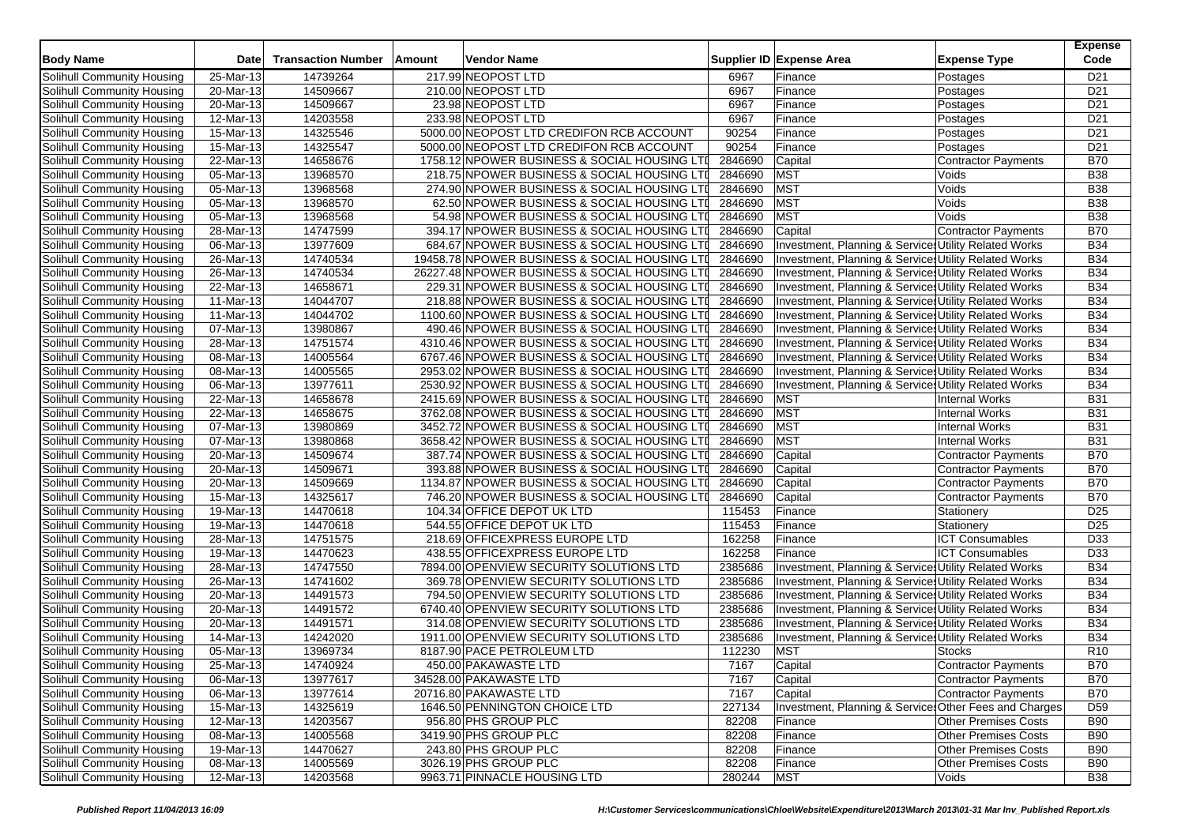| Body Name | Date | Transaction Number | Amount | Vendor Name | Supplier ID | Expense Area | Expense Type | Expense Code |
|---|---|---|---|---|---|---|---|---|
| Solihull Community Housing | 25-Mar-13 | 14739264 | 217.99 | NEOPOST LTD | 6967 | Finance | Postages | D21 |
| Solihull Community Housing | 20-Mar-13 | 14509667 | 210.00 | NEOPOST LTD | 6967 | Finance | Postages | D21 |
| Solihull Community Housing | 20-Mar-13 | 14509667 | 23.98 | NEOPOST LTD | 6967 | Finance | Postages | D21 |
| Solihull Community Housing | 12-Mar-13 | 14203558 | 233.98 | NEOPOST LTD | 6967 | Finance | Postages | D21 |
| Solihull Community Housing | 15-Mar-13 | 14325546 | 5000.00 | NEOPOST LTD CREDIFON RCB ACCOUNT | 90254 | Finance | Postages | D21 |
| Solihull Community Housing | 15-Mar-13 | 14325547 | 5000.00 | NEOPOST LTD CREDIFON RCB ACCOUNT | 90254 | Finance | Postages | D21 |
| Solihull Community Housing | 22-Mar-13 | 14658676 | 1758.12 | NPOWER BUSINESS & SOCIAL HOUSING LTD | 2846690 | Capital | Contractor Payments | B70 |
| Solihull Community Housing | 05-Mar-13 | 13968570 | 218.75 | NPOWER BUSINESS & SOCIAL HOUSING LTD | 2846690 | MST | Voids | B38 |
| Solihull Community Housing | 05-Mar-13 | 13968568 | 274.90 | NPOWER BUSINESS & SOCIAL HOUSING LTD | 2846690 | MST | Voids | B38 |
| Solihull Community Housing | 05-Mar-13 | 13968570 | 62.50 | NPOWER BUSINESS & SOCIAL HOUSING LTD | 2846690 | MST | Voids | B38 |
| Solihull Community Housing | 05-Mar-13 | 13968568 | 54.98 | NPOWER BUSINESS & SOCIAL HOUSING LTD | 2846690 | MST | Voids | B38 |
| Solihull Community Housing | 28-Mar-13 | 14747599 | 394.17 | NPOWER BUSINESS & SOCIAL HOUSING LTD | 2846690 | Capital | Contractor Payments | B70 |
| Solihull Community Housing | 06-Mar-13 | 13977609 | 684.67 | NPOWER BUSINESS & SOCIAL HOUSING LTD | 2846690 | Investment, Planning & Services | Utility Related Works | B34 |
| Solihull Community Housing | 26-Mar-13 | 14740534 | 19458.78 | NPOWER BUSINESS & SOCIAL HOUSING LTD | 2846690 | Investment, Planning & Services | Utility Related Works | B34 |
| Solihull Community Housing | 26-Mar-13 | 14740534 | 26227.48 | NPOWER BUSINESS & SOCIAL HOUSING LTD | 2846690 | Investment, Planning & Services | Utility Related Works | B34 |
| Solihull Community Housing | 22-Mar-13 | 14658671 | 229.31 | NPOWER BUSINESS & SOCIAL HOUSING LTD | 2846690 | Investment, Planning & Services | Utility Related Works | B34 |
| Solihull Community Housing | 11-Mar-13 | 14044707 | 218.88 | NPOWER BUSINESS & SOCIAL HOUSING LTD | 2846690 | Investment, Planning & Services | Utility Related Works | B34 |
| Solihull Community Housing | 11-Mar-13 | 14044702 | 1100.60 | NPOWER BUSINESS & SOCIAL HOUSING LTD | 2846690 | Investment, Planning & Services | Utility Related Works | B34 |
| Solihull Community Housing | 07-Mar-13 | 13980867 | 490.46 | NPOWER BUSINESS & SOCIAL HOUSING LTD | 2846690 | Investment, Planning & Services | Utility Related Works | B34 |
| Solihull Community Housing | 28-Mar-13 | 14751574 | 4310.46 | NPOWER BUSINESS & SOCIAL HOUSING LTD | 2846690 | Investment, Planning & Services | Utility Related Works | B34 |
| Solihull Community Housing | 08-Mar-13 | 14005564 | 6767.46 | NPOWER BUSINESS & SOCIAL HOUSING LTD | 2846690 | Investment, Planning & Services | Utility Related Works | B34 |
| Solihull Community Housing | 08-Mar-13 | 14005565 | 2953.02 | NPOWER BUSINESS & SOCIAL HOUSING LTD | 2846690 | Investment, Planning & Services | Utility Related Works | B34 |
| Solihull Community Housing | 06-Mar-13 | 13977611 | 2530.92 | NPOWER BUSINESS & SOCIAL HOUSING LTD | 2846690 | Investment, Planning & Services | Utility Related Works | B34 |
| Solihull Community Housing | 22-Mar-13 | 14658678 | 2415.69 | NPOWER BUSINESS & SOCIAL HOUSING LTD | 2846690 | MST | Internal Works | B31 |
| Solihull Community Housing | 22-Mar-13 | 14658675 | 3762.08 | NPOWER BUSINESS & SOCIAL HOUSING LTD | 2846690 | MST | Internal Works | B31 |
| Solihull Community Housing | 07-Mar-13 | 13980869 | 3452.72 | NPOWER BUSINESS & SOCIAL HOUSING LTD | 2846690 | MST | Internal Works | B31 |
| Solihull Community Housing | 07-Mar-13 | 13980868 | 3658.42 | NPOWER BUSINESS & SOCIAL HOUSING LTD | 2846690 | MST | Internal Works | B31 |
| Solihull Community Housing | 20-Mar-13 | 14509674 | 387.74 | NPOWER BUSINESS & SOCIAL HOUSING LTD | 2846690 | Capital | Contractor Payments | B70 |
| Solihull Community Housing | 20-Mar-13 | 14509671 | 393.88 | NPOWER BUSINESS & SOCIAL HOUSING LTD | 2846690 | Capital | Contractor Payments | B70 |
| Solihull Community Housing | 20-Mar-13 | 14509669 | 1134.87 | NPOWER BUSINESS & SOCIAL HOUSING LTD | 2846690 | Capital | Contractor Payments | B70 |
| Solihull Community Housing | 15-Mar-13 | 14325617 | 746.20 | NPOWER BUSINESS & SOCIAL HOUSING LTD | 2846690 | Capital | Contractor Payments | B70 |
| Solihull Community Housing | 19-Mar-13 | 14470618 | 104.34 | OFFICE DEPOT UK LTD | 115453 | Finance | Stationery | D25 |
| Solihull Community Housing | 19-Mar-13 | 14470618 | 544.55 | OFFICE DEPOT UK LTD | 115453 | Finance | Stationery | D25 |
| Solihull Community Housing | 28-Mar-13 | 14751575 | 218.69 | OFFICEXPRESS EUROPE LTD | 162258 | Finance | ICT Consumables | D33 |
| Solihull Community Housing | 19-Mar-13 | 14470623 | 438.55 | OFFICEXPRESS EUROPE LTD | 162258 | Finance | ICT Consumables | D33 |
| Solihull Community Housing | 28-Mar-13 | 14747550 | 7894.00 | OPENVIEW SECURITY SOLUTIONS LTD | 2385686 | Investment, Planning & Services | Utility Related Works | B34 |
| Solihull Community Housing | 26-Mar-13 | 14741602 | 369.78 | OPENVIEW SECURITY SOLUTIONS LTD | 2385686 | Investment, Planning & Services | Utility Related Works | B34 |
| Solihull Community Housing | 20-Mar-13 | 14491573 | 794.50 | OPENVIEW SECURITY SOLUTIONS LTD | 2385686 | Investment, Planning & Services | Utility Related Works | B34 |
| Solihull Community Housing | 20-Mar-13 | 14491572 | 6740.40 | OPENVIEW SECURITY SOLUTIONS LTD | 2385686 | Investment, Planning & Services | Utility Related Works | B34 |
| Solihull Community Housing | 20-Mar-13 | 14491571 | 314.08 | OPENVIEW SECURITY SOLUTIONS LTD | 2385686 | Investment, Planning & Services | Utility Related Works | B34 |
| Solihull Community Housing | 14-Mar-13 | 14242020 | 1911.00 | OPENVIEW SECURITY SOLUTIONS LTD | 2385686 | Investment, Planning & Services | Utility Related Works | B34 |
| Solihull Community Housing | 05-Mar-13 | 13969734 | 8187.90 | PACE PETROLEUM LTD | 112230 | MST | Stocks | R10 |
| Solihull Community Housing | 25-Mar-13 | 14740924 | 450.00 | PAKAWASTE LTD | 7167 | Capital | Contractor Payments | B70 |
| Solihull Community Housing | 06-Mar-13 | 13977617 | 34528.00 | PAKAWASTE LTD | 7167 | Capital | Contractor Payments | B70 |
| Solihull Community Housing | 06-Mar-13 | 13977614 | 20716.80 | PAKAWASTE LTD | 7167 | Capital | Contractor Payments | B70 |
| Solihull Community Housing | 15-Mar-13 | 14325619 | 1646.50 | PENNINGTON CHOICE LTD | 227134 | Investment, Planning & Services | Other Fees and Charges | D59 |
| Solihull Community Housing | 12-Mar-13 | 14203567 | 956.80 | PHS GROUP PLC | 82208 | Finance | Other Premises Costs | B90 |
| Solihull Community Housing | 08-Mar-13 | 14005568 | 3419.90 | PHS GROUP PLC | 82208 | Finance | Other Premises Costs | B90 |
| Solihull Community Housing | 19-Mar-13 | 14470627 | 243.80 | PHS GROUP PLC | 82208 | Finance | Other Premises Costs | B90 |
| Solihull Community Housing | 08-Mar-13 | 14005569 | 3026.19 | PHS GROUP PLC | 82208 | Finance | Other Premises Costs | B90 |
| Solihull Community Housing | 12-Mar-13 | 14203568 | 9963.71 | PINNACLE HOUSING LTD | 280244 | MST | Voids | B38 |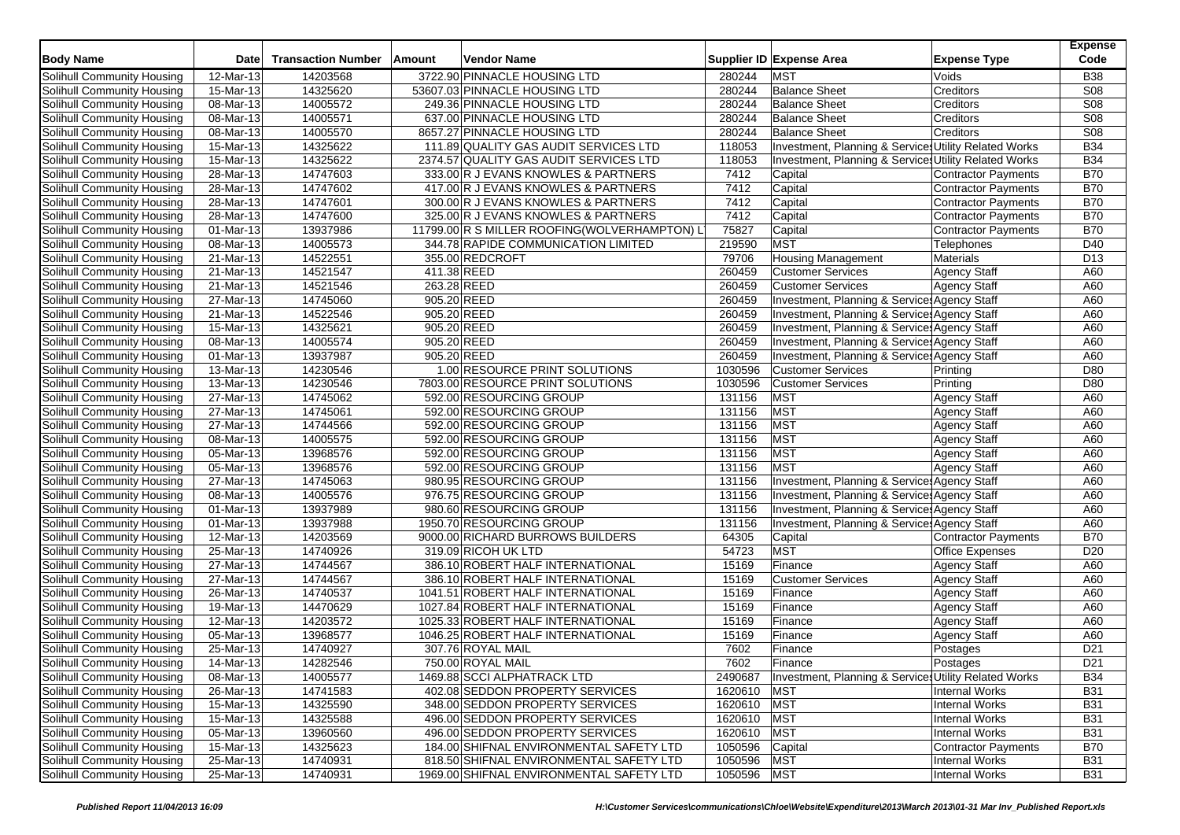| Body Name | Date | Transaction Number | Amount | Vendor Name | Supplier ID | Expense Area | Expense Type | Expense Code |
|---|---|---|---|---|---|---|---|---|
| Solihull Community Housing | 12-Mar-13 | 14203568 | 3722.90 | PINNACLE HOUSING LTD | 280244 | MST | Voids | B38 |
| Solihull Community Housing | 15-Mar-13 | 14325620 | 53607.03 | PINNACLE HOUSING LTD | 280244 | Balance Sheet | Creditors | S08 |
| Solihull Community Housing | 08-Mar-13 | 14005572 | 249.36 | PINNACLE HOUSING LTD | 280244 | Balance Sheet | Creditors | S08 |
| Solihull Community Housing | 08-Mar-13 | 14005571 | 637.00 | PINNACLE HOUSING LTD | 280244 | Balance Sheet | Creditors | S08 |
| Solihull Community Housing | 08-Mar-13 | 14005570 | 8657.27 | PINNACLE HOUSING LTD | 280244 | Balance Sheet | Creditors | S08 |
| Solihull Community Housing | 15-Mar-13 | 14325622 | 111.89 | QUALITY GAS AUDIT SERVICES LTD | 118053 | Investment, Planning & Services | Utility Related Works | B34 |
| Solihull Community Housing | 15-Mar-13 | 14325622 | 2374.57 | QUALITY GAS AUDIT SERVICES LTD | 118053 | Investment, Planning & Services | Utility Related Works | B34 |
| Solihull Community Housing | 28-Mar-13 | 14747603 | 333.00 | R J EVANS KNOWLES & PARTNERS | 7412 | Capital | Contractor Payments | B70 |
| Solihull Community Housing | 28-Mar-13 | 14747602 | 417.00 | R J EVANS KNOWLES & PARTNERS | 7412 | Capital | Contractor Payments | B70 |
| Solihull Community Housing | 28-Mar-13 | 14747601 | 300.00 | R J EVANS KNOWLES & PARTNERS | 7412 | Capital | Contractor Payments | B70 |
| Solihull Community Housing | 28-Mar-13 | 14747600 | 325.00 | R J EVANS KNOWLES & PARTNERS | 7412 | Capital | Contractor Payments | B70 |
| Solihull Community Housing | 01-Mar-13 | 13937986 | 11799.00 | R S MILLER ROOFING(WOLVERHAMPTON) L | 75827 | Capital | Contractor Payments | B70 |
| Solihull Community Housing | 08-Mar-13 | 14005573 | 344.78 | RAPIDE COMMUNICATION LIMITED | 219590 | MST | Telephones | D40 |
| Solihull Community Housing | 21-Mar-13 | 14522551 | 355.00 | REDCROFT | 79706 | Housing Management | Materials | D13 |
| Solihull Community Housing | 21-Mar-13 | 14521547 | 411.38 | REED | 260459 | Customer Services | Agency Staff | A60 |
| Solihull Community Housing | 21-Mar-13 | 14521546 | 263.28 | REED | 260459 | Customer Services | Agency Staff | A60 |
| Solihull Community Housing | 27-Mar-13 | 14745060 | 905.20 | REED | 260459 | Investment, Planning & Services | Agency Staff | A60 |
| Solihull Community Housing | 21-Mar-13 | 14522546 | 905.20 | REED | 260459 | Investment, Planning & Services | Agency Staff | A60 |
| Solihull Community Housing | 15-Mar-13 | 14325621 | 905.20 | REED | 260459 | Investment, Planning & Services | Agency Staff | A60 |
| Solihull Community Housing | 08-Mar-13 | 14005574 | 905.20 | REED | 260459 | Investment, Planning & Services | Agency Staff | A60 |
| Solihull Community Housing | 01-Mar-13 | 13937987 | 905.20 | REED | 260459 | Investment, Planning & Services | Agency Staff | A60 |
| Solihull Community Housing | 13-Mar-13 | 14230546 | 1.00 | RESOURCE PRINT SOLUTIONS | 1030596 | Customer Services | Printing | D80 |
| Solihull Community Housing | 13-Mar-13 | 14230546 | 7803.00 | RESOURCE PRINT SOLUTIONS | 1030596 | Customer Services | Printing | D80 |
| Solihull Community Housing | 27-Mar-13 | 14745062 | 592.00 | RESOURCING GROUP | 131156 | MST | Agency Staff | A60 |
| Solihull Community Housing | 27-Mar-13 | 14745061 | 592.00 | RESOURCING GROUP | 131156 | MST | Agency Staff | A60 |
| Solihull Community Housing | 27-Mar-13 | 14744566 | 592.00 | RESOURCING GROUP | 131156 | MST | Agency Staff | A60 |
| Solihull Community Housing | 08-Mar-13 | 14005575 | 592.00 | RESOURCING GROUP | 131156 | MST | Agency Staff | A60 |
| Solihull Community Housing | 05-Mar-13 | 13968576 | 592.00 | RESOURCING GROUP | 131156 | MST | Agency Staff | A60 |
| Solihull Community Housing | 05-Mar-13 | 13968576 | 592.00 | RESOURCING GROUP | 131156 | MST | Agency Staff | A60 |
| Solihull Community Housing | 27-Mar-13 | 14745063 | 980.95 | RESOURCING GROUP | 131156 | Investment, Planning & Services | Agency Staff | A60 |
| Solihull Community Housing | 08-Mar-13 | 14005576 | 976.75 | RESOURCING GROUP | 131156 | Investment, Planning & Services | Agency Staff | A60 |
| Solihull Community Housing | 01-Mar-13 | 13937989 | 980.60 | RESOURCING GROUP | 131156 | Investment, Planning & Services | Agency Staff | A60 |
| Solihull Community Housing | 01-Mar-13 | 13937988 | 1950.70 | RESOURCING GROUP | 131156 | Investment, Planning & Services | Agency Staff | A60 |
| Solihull Community Housing | 12-Mar-13 | 14203569 | 9000.00 | RICHARD BURROWS BUILDERS | 64305 | Capital | Contractor Payments | B70 |
| Solihull Community Housing | 25-Mar-13 | 14740926 | 319.09 | RICOH UK LTD | 54723 | MST | Office Expenses | D20 |
| Solihull Community Housing | 27-Mar-13 | 14744567 | 386.10 | ROBERT HALF INTERNATIONAL | 15169 | Finance | Agency Staff | A60 |
| Solihull Community Housing | 27-Mar-13 | 14744567 | 386.10 | ROBERT HALF INTERNATIONAL | 15169 | Customer Services | Agency Staff | A60 |
| Solihull Community Housing | 26-Mar-13 | 14740537 | 1041.51 | ROBERT HALF INTERNATIONAL | 15169 | Finance | Agency Staff | A60 |
| Solihull Community Housing | 19-Mar-13 | 14470629 | 1027.84 | ROBERT HALF INTERNATIONAL | 15169 | Finance | Agency Staff | A60 |
| Solihull Community Housing | 12-Mar-13 | 14203572 | 1025.33 | ROBERT HALF INTERNATIONAL | 15169 | Finance | Agency Staff | A60 |
| Solihull Community Housing | 05-Mar-13 | 13968577 | 1046.25 | ROBERT HALF INTERNATIONAL | 15169 | Finance | Agency Staff | A60 |
| Solihull Community Housing | 25-Mar-13 | 14740927 | 307.76 | ROYAL MAIL | 7602 | Finance | Postages | D21 |
| Solihull Community Housing | 14-Mar-13 | 14282546 | 750.00 | ROYAL MAIL | 7602 | Finance | Postages | D21 |
| Solihull Community Housing | 08-Mar-13 | 14005577 | 1469.88 | SCCI ALPHATRACK LTD | 2490687 | Investment, Planning & Services | Utility Related Works | B34 |
| Solihull Community Housing | 26-Mar-13 | 14741583 | 402.08 | SEDDON PROPERTY SERVICES | 1620610 | MST | Internal Works | B31 |
| Solihull Community Housing | 15-Mar-13 | 14325590 | 348.00 | SEDDON PROPERTY SERVICES | 1620610 | MST | Internal Works | B31 |
| Solihull Community Housing | 15-Mar-13 | 14325588 | 496.00 | SEDDON PROPERTY SERVICES | 1620610 | MST | Internal Works | B31 |
| Solihull Community Housing | 05-Mar-13 | 13960560 | 496.00 | SEDDON PROPERTY SERVICES | 1620610 | MST | Internal Works | B31 |
| Solihull Community Housing | 15-Mar-13 | 14325623 | 184.00 | SHIFNAL ENVIRONMENTAL SAFETY LTD | 1050596 | Capital | Contractor Payments | B70 |
| Solihull Community Housing | 25-Mar-13 | 14740931 | 818.50 | SHIFNAL ENVIRONMENTAL SAFETY LTD | 1050596 | MST | Internal Works | B31 |
| Solihull Community Housing | 25-Mar-13 | 14740931 | 1969.00 | SHIFNAL ENVIRONMENTAL SAFETY LTD | 1050596 | MST | Internal Works | B31 |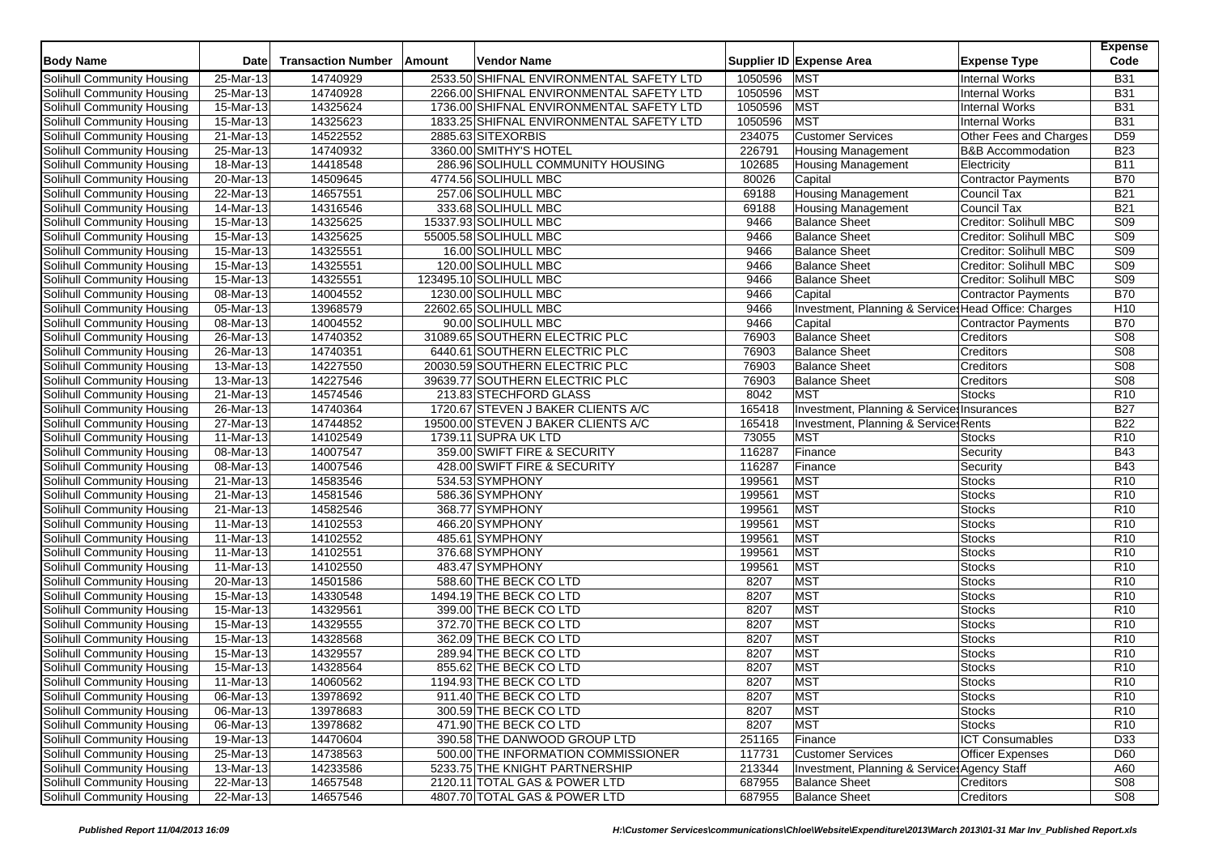| Body Name | Date | Transaction Number | Amount | Vendor Name | Supplier ID | Expense Area | Expense Type | Expense Code |
|---|---|---|---|---|---|---|---|---|
| Solihull Community Housing | 25-Mar-13 | 14740929 | 2533.50 | SHIFNAL ENVIRONMENTAL SAFETY LTD | 1050596 | MST | Internal Works | B31 |
| Solihull Community Housing | 25-Mar-13 | 14740928 | 2266.00 | SHIFNAL ENVIRONMENTAL SAFETY LTD | 1050596 | MST | Internal Works | B31 |
| Solihull Community Housing | 15-Mar-13 | 14325624 | 1736.00 | SHIFNAL ENVIRONMENTAL SAFETY LTD | 1050596 | MST | Internal Works | B31 |
| Solihull Community Housing | 15-Mar-13 | 14325623 | 1833.25 | SHIFNAL ENVIRONMENTAL SAFETY LTD | 1050596 | MST | Internal Works | B31 |
| Solihull Community Housing | 21-Mar-13 | 14522552 | 2885.63 | SITEXORBIS | 234075 | Customer Services | Other Fees and Charges | D59 |
| Solihull Community Housing | 25-Mar-13 | 14740932 | 3360.00 | SMITHY'S HOTEL | 226791 | Housing Management | B&B Accommodation | B23 |
| Solihull Community Housing | 18-Mar-13 | 14418548 | 286.96 | SOLIHULL COMMUNITY HOUSING | 102685 | Housing Management | Electricity | B11 |
| Solihull Community Housing | 20-Mar-13 | 14509645 | 4774.56 | SOLIHULL MBC | 80026 | Capital | Contractor Payments | B70 |
| Solihull Community Housing | 22-Mar-13 | 14657551 | 257.06 | SOLIHULL MBC | 69188 | Housing Management | Council Tax | B21 |
| Solihull Community Housing | 14-Mar-13 | 14316546 | 333.68 | SOLIHULL MBC | 69188 | Housing Management | Council Tax | B21 |
| Solihull Community Housing | 15-Mar-13 | 14325625 | 15337.93 | SOLIHULL MBC | 9466 | Balance Sheet | Creditor: Solihull MBC | S09 |
| Solihull Community Housing | 15-Mar-13 | 14325625 | 55005.58 | SOLIHULL MBC | 9466 | Balance Sheet | Creditor: Solihull MBC | S09 |
| Solihull Community Housing | 15-Mar-13 | 14325551 | 16.00 | SOLIHULL MBC | 9466 | Balance Sheet | Creditor: Solihull MBC | S09 |
| Solihull Community Housing | 15-Mar-13 | 14325551 | 120.00 | SOLIHULL MBC | 9466 | Balance Sheet | Creditor: Solihull MBC | S09 |
| Solihull Community Housing | 15-Mar-13 | 14325551 | 123495.10 | SOLIHULL MBC | 9466 | Balance Sheet | Creditor: Solihull MBC | S09 |
| Solihull Community Housing | 08-Mar-13 | 14004552 | 1230.00 | SOLIHULL MBC | 9466 | Capital | Contractor Payments | B70 |
| Solihull Community Housing | 05-Mar-13 | 13968579 | 22602.65 | SOLIHULL MBC | 9466 | Investment, Planning & Services | Head Office: Charges | H10 |
| Solihull Community Housing | 08-Mar-13 | 14004552 | 90.00 | SOLIHULL MBC | 9466 | Capital | Contractor Payments | B70 |
| Solihull Community Housing | 26-Mar-13 | 14740352 | 31089.65 | SOUTHERN ELECTRIC PLC | 76903 | Balance Sheet | Creditors | S08 |
| Solihull Community Housing | 26-Mar-13 | 14740351 | 6440.61 | SOUTHERN ELECTRIC PLC | 76903 | Balance Sheet | Creditors | S08 |
| Solihull Community Housing | 13-Mar-13 | 14227550 | 20030.59 | SOUTHERN ELECTRIC PLC | 76903 | Balance Sheet | Creditors | S08 |
| Solihull Community Housing | 13-Mar-13 | 14227546 | 39639.77 | SOUTHERN ELECTRIC PLC | 76903 | Balance Sheet | Creditors | S08 |
| Solihull Community Housing | 21-Mar-13 | 14574546 | 213.83 | STECHFORD GLASS | 8042 | MST | Stocks | R10 |
| Solihull Community Housing | 26-Mar-13 | 14740364 | 1720.67 | STEVEN J BAKER CLIENTS A/C | 165418 | Investment, Planning & Services | Insurances | B27 |
| Solihull Community Housing | 27-Mar-13 | 14744852 | 19500.00 | STEVEN J BAKER CLIENTS A/C | 165418 | Investment, Planning & Services | Rents | B22 |
| Solihull Community Housing | 11-Mar-13 | 14102549 | 1739.11 | SUPRA UK LTD | 73055 | MST | Stocks | R10 |
| Solihull Community Housing | 08-Mar-13 | 14007547 | 359.00 | SWIFT FIRE & SECURITY | 116287 | Finance | Security | B43 |
| Solihull Community Housing | 08-Mar-13 | 14007546 | 428.00 | SWIFT FIRE & SECURITY | 116287 | Finance | Security | B43 |
| Solihull Community Housing | 21-Mar-13 | 14583546 | 534.53 | SYMPHONY | 199561 | MST | Stocks | R10 |
| Solihull Community Housing | 21-Mar-13 | 14581546 | 586.36 | SYMPHONY | 199561 | MST | Stocks | R10 |
| Solihull Community Housing | 21-Mar-13 | 14582546 | 368.77 | SYMPHONY | 199561 | MST | Stocks | R10 |
| Solihull Community Housing | 11-Mar-13 | 14102553 | 466.20 | SYMPHONY | 199561 | MST | Stocks | R10 |
| Solihull Community Housing | 11-Mar-13 | 14102552 | 485.61 | SYMPHONY | 199561 | MST | Stocks | R10 |
| Solihull Community Housing | 11-Mar-13 | 14102551 | 376.68 | SYMPHONY | 199561 | MST | Stocks | R10 |
| Solihull Community Housing | 11-Mar-13 | 14102550 | 483.47 | SYMPHONY | 199561 | MST | Stocks | R10 |
| Solihull Community Housing | 20-Mar-13 | 14501586 | 588.60 | THE BECK CO LTD | 8207 | MST | Stocks | R10 |
| Solihull Community Housing | 15-Mar-13 | 14330548 | 1494.19 | THE BECK CO LTD | 8207 | MST | Stocks | R10 |
| Solihull Community Housing | 15-Mar-13 | 14329561 | 399.00 | THE BECK CO LTD | 8207 | MST | Stocks | R10 |
| Solihull Community Housing | 15-Mar-13 | 14329555 | 372.70 | THE BECK CO LTD | 8207 | MST | Stocks | R10 |
| Solihull Community Housing | 15-Mar-13 | 14328568 | 362.09 | THE BECK CO LTD | 8207 | MST | Stocks | R10 |
| Solihull Community Housing | 15-Mar-13 | 14329557 | 289.94 | THE BECK CO LTD | 8207 | MST | Stocks | R10 |
| Solihull Community Housing | 15-Mar-13 | 14328564 | 855.62 | THE BECK CO LTD | 8207 | MST | Stocks | R10 |
| Solihull Community Housing | 11-Mar-13 | 14060562 | 1194.93 | THE BECK CO LTD | 8207 | MST | Stocks | R10 |
| Solihull Community Housing | 06-Mar-13 | 13978692 | 911.40 | THE BECK CO LTD | 8207 | MST | Stocks | R10 |
| Solihull Community Housing | 06-Mar-13 | 13978683 | 300.59 | THE BECK CO LTD | 8207 | MST | Stocks | R10 |
| Solihull Community Housing | 06-Mar-13 | 13978682 | 471.90 | THE BECK CO LTD | 8207 | MST | Stocks | R10 |
| Solihull Community Housing | 19-Mar-13 | 14470604 | 390.58 | THE DANWOOD GROUP LTD | 251165 | Finance | ICT Consumables | D33 |
| Solihull Community Housing | 25-Mar-13 | 14738563 | 500.00 | THE INFORMATION COMMISSIONER | 117731 | Customer Services | Officer Expenses | D60 |
| Solihull Community Housing | 13-Mar-13 | 14233586 | 5233.75 | THE KNIGHT PARTNERSHIP | 213344 | Investment, Planning & Services | Agency Staff | A60 |
| Solihull Community Housing | 22-Mar-13 | 14657548 | 2120.11 | TOTAL GAS & POWER LTD | 687955 | Balance Sheet | Creditors | S08 |
| Solihull Community Housing | 22-Mar-13 | 14657546 | 4807.70 | TOTAL GAS & POWER LTD | 687955 | Balance Sheet | Creditors | S08 |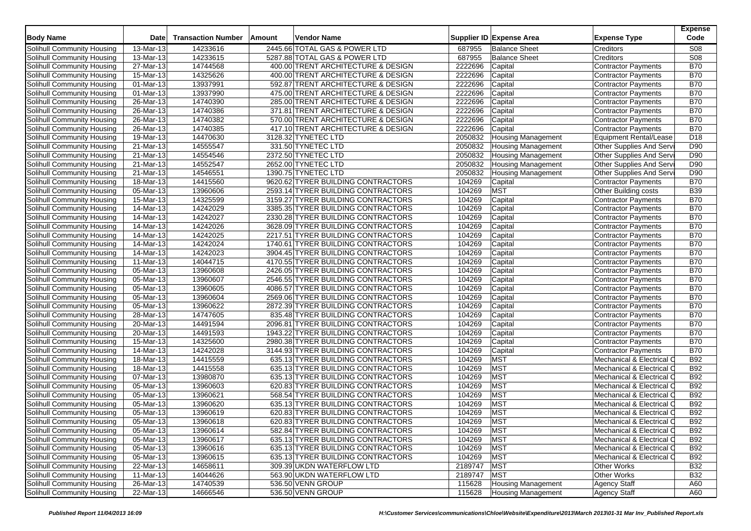| Body Name | Date | Transaction Number | Amount | Vendor Name | Supplier ID | Expense Area | Expense Type | Expense Code |
|---|---|---|---|---|---|---|---|---|
| Solihull Community Housing | 13-Mar-13 | 14233616 | 2445.66 | TOTAL GAS & POWER LTD | 687955 | Balance Sheet | Creditors | S08 |
| Solihull Community Housing | 13-Mar-13 | 14233615 | 5287.88 | TOTAL GAS & POWER LTD | 687955 | Balance Sheet | Creditors | S08 |
| Solihull Community Housing | 27-Mar-13 | 14744568 | 400.00 | TRENT ARCHITECTURE & DESIGN | 2222696 | Capital | Contractor Payments | B70 |
| Solihull Community Housing | 15-Mar-13 | 14325626 | 400.00 | TRENT ARCHITECTURE & DESIGN | 2222696 | Capital | Contractor Payments | B70 |
| Solihull Community Housing | 01-Mar-13 | 13937991 | 592.87 | TRENT ARCHITECTURE & DESIGN | 2222696 | Capital | Contractor Payments | B70 |
| Solihull Community Housing | 01-Mar-13 | 13937990 | 475.00 | TRENT ARCHITECTURE & DESIGN | 2222696 | Capital | Contractor Payments | B70 |
| Solihull Community Housing | 26-Mar-13 | 14740390 | 285.00 | TRENT ARCHITECTURE & DESIGN | 2222696 | Capital | Contractor Payments | B70 |
| Solihull Community Housing | 26-Mar-13 | 14740386 | 371.81 | TRENT ARCHITECTURE & DESIGN | 2222696 | Capital | Contractor Payments | B70 |
| Solihull Community Housing | 26-Mar-13 | 14740382 | 570.00 | TRENT ARCHITECTURE & DESIGN | 2222696 | Capital | Contractor Payments | B70 |
| Solihull Community Housing | 26-Mar-13 | 14740385 | 417.10 | TRENT ARCHITECTURE & DESIGN | 2222696 | Capital | Contractor Payments | B70 |
| Solihull Community Housing | 19-Mar-13 | 14470630 | 3128.32 | TYNETEC LTD | 2050832 | Housing Management | Equipment Rental/Lease | D18 |
| Solihull Community Housing | 21-Mar-13 | 14555547 | 331.50 | TYNETEC LTD | 2050832 | Housing Management | Other Supplies And Servi | D90 |
| Solihull Community Housing | 21-Mar-13 | 14554546 | 2372.50 | TYNETEC LTD | 2050832 | Housing Management | Other Supplies And Servi | D90 |
| Solihull Community Housing | 21-Mar-13 | 14552547 | 2652.00 | TYNETEC LTD | 2050832 | Housing Management | Other Supplies And Servi | D90 |
| Solihull Community Housing | 21-Mar-13 | 14546551 | 1390.75 | TYNETEC LTD | 2050832 | Housing Management | Other Supplies And Servi | D90 |
| Solihull Community Housing | 18-Mar-13 | 14415560 | 9620.62 | TYRER BUILDING CONTRACTORS | 104269 | Capital | Contractor Payments | B70 |
| Solihull Community Housing | 05-Mar-13 | 13960606 | 2593.14 | TYRER BUILDING CONTRACTORS | 104269 | MST | Other Building costs | B39 |
| Solihull Community Housing | 15-Mar-13 | 14325599 | 3159.27 | TYRER BUILDING CONTRACTORS | 104269 | Capital | Contractor Payments | B70 |
| Solihull Community Housing | 14-Mar-13 | 14242029 | 3385.35 | TYRER BUILDING CONTRACTORS | 104269 | Capital | Contractor Payments | B70 |
| Solihull Community Housing | 14-Mar-13 | 14242027 | 2330.28 | TYRER BUILDING CONTRACTORS | 104269 | Capital | Contractor Payments | B70 |
| Solihull Community Housing | 14-Mar-13 | 14242026 | 3628.09 | TYRER BUILDING CONTRACTORS | 104269 | Capital | Contractor Payments | B70 |
| Solihull Community Housing | 14-Mar-13 | 14242025 | 2217.51 | TYRER BUILDING CONTRACTORS | 104269 | Capital | Contractor Payments | B70 |
| Solihull Community Housing | 14-Mar-13 | 14242024 | 1740.61 | TYRER BUILDING CONTRACTORS | 104269 | Capital | Contractor Payments | B70 |
| Solihull Community Housing | 14-Mar-13 | 14242023 | 3904.45 | TYRER BUILDING CONTRACTORS | 104269 | Capital | Contractor Payments | B70 |
| Solihull Community Housing | 11-Mar-13 | 14044715 | 4170.55 | TYRER BUILDING CONTRACTORS | 104269 | Capital | Contractor Payments | B70 |
| Solihull Community Housing | 05-Mar-13 | 13960608 | 2426.05 | TYRER BUILDING CONTRACTORS | 104269 | Capital | Contractor Payments | B70 |
| Solihull Community Housing | 05-Mar-13 | 13960607 | 2546.55 | TYRER BUILDING CONTRACTORS | 104269 | Capital | Contractor Payments | B70 |
| Solihull Community Housing | 05-Mar-13 | 13960605 | 4086.57 | TYRER BUILDING CONTRACTORS | 104269 | Capital | Contractor Payments | B70 |
| Solihull Community Housing | 05-Mar-13 | 13960604 | 2569.06 | TYRER BUILDING CONTRACTORS | 104269 | Capital | Contractor Payments | B70 |
| Solihull Community Housing | 05-Mar-13 | 13960622 | 2872.39 | TYRER BUILDING CONTRACTORS | 104269 | Capital | Contractor Payments | B70 |
| Solihull Community Housing | 28-Mar-13 | 14747605 | 835.48 | TYRER BUILDING CONTRACTORS | 104269 | Capital | Contractor Payments | B70 |
| Solihull Community Housing | 20-Mar-13 | 14491594 | 2096.81 | TYRER BUILDING CONTRACTORS | 104269 | Capital | Contractor Payments | B70 |
| Solihull Community Housing | 20-Mar-13 | 14491593 | 1943.22 | TYRER BUILDING CONTRACTORS | 104269 | Capital | Contractor Payments | B70 |
| Solihull Community Housing | 15-Mar-13 | 14325600 | 2980.38 | TYRER BUILDING CONTRACTORS | 104269 | Capital | Contractor Payments | B70 |
| Solihull Community Housing | 14-Mar-13 | 14242028 | 3144.93 | TYRER BUILDING CONTRACTORS | 104269 | Capital | Contractor Payments | B70 |
| Solihull Community Housing | 18-Mar-13 | 14415559 | 635.13 | TYRER BUILDING CONTRACTORS | 104269 | MST | Mechanical & Electrical C | B92 |
| Solihull Community Housing | 18-Mar-13 | 14415558 | 635.13 | TYRER BUILDING CONTRACTORS | 104269 | MST | Mechanical & Electrical C | B92 |
| Solihull Community Housing | 07-Mar-13 | 13980870 | 635.13 | TYRER BUILDING CONTRACTORS | 104269 | MST | Mechanical & Electrical C | B92 |
| Solihull Community Housing | 05-Mar-13 | 13960603 | 620.83 | TYRER BUILDING CONTRACTORS | 104269 | MST | Mechanical & Electrical C | B92 |
| Solihull Community Housing | 05-Mar-13 | 13960621 | 568.54 | TYRER BUILDING CONTRACTORS | 104269 | MST | Mechanical & Electrical C | B92 |
| Solihull Community Housing | 05-Mar-13 | 13960620 | 635.13 | TYRER BUILDING CONTRACTORS | 104269 | MST | Mechanical & Electrical C | B92 |
| Solihull Community Housing | 05-Mar-13 | 13960619 | 620.83 | TYRER BUILDING CONTRACTORS | 104269 | MST | Mechanical & Electrical C | B92 |
| Solihull Community Housing | 05-Mar-13 | 13960618 | 620.83 | TYRER BUILDING CONTRACTORS | 104269 | MST | Mechanical & Electrical C | B92 |
| Solihull Community Housing | 05-Mar-13 | 13960614 | 582.84 | TYRER BUILDING CONTRACTORS | 104269 | MST | Mechanical & Electrical C | B92 |
| Solihull Community Housing | 05-Mar-13 | 13960617 | 635.13 | TYRER BUILDING CONTRACTORS | 104269 | MST | Mechanical & Electrical C | B92 |
| Solihull Community Housing | 05-Mar-13 | 13960616 | 635.13 | TYRER BUILDING CONTRACTORS | 104269 | MST | Mechanical & Electrical C | B92 |
| Solihull Community Housing | 05-Mar-13 | 13960615 | 635.13 | TYRER BUILDING CONTRACTORS | 104269 | MST | Mechanical & Electrical C | B92 |
| Solihull Community Housing | 22-Mar-13 | 14658611 | 309.39 | UKDN WATERFLOW LTD | 2189747 | MST | Other Works | B32 |
| Solihull Community Housing | 11-Mar-13 | 14044626 | 563.90 | UKDN WATERFLOW LTD | 2189747 | MST | Other Works | B32 |
| Solihull Community Housing | 26-Mar-13 | 14740539 | 536.50 | VENN GROUP | 115628 | Housing Management | Agency Staff | A60 |
| Solihull Community Housing | 22-Mar-13 | 14666546 | 536.50 | VENN GROUP | 115628 | Housing Management | Agency Staff | A60 |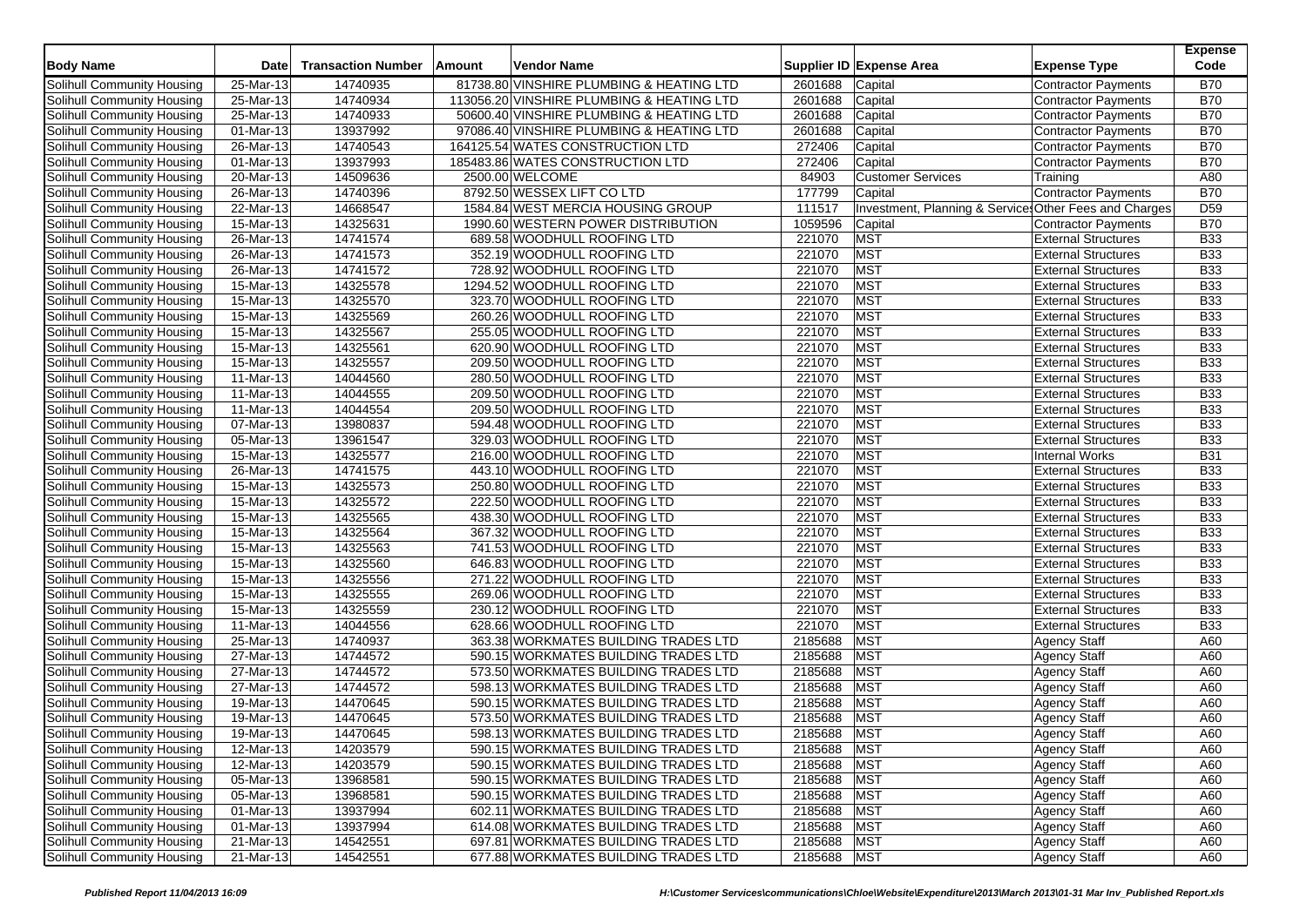| Body Name | Date | Transaction Number | Amount | Vendor Name | Supplier ID | Expense Area | Expense Type | Expense Code |
|---|---|---|---|---|---|---|---|---|
| Solihull Community Housing | 25-Mar-13 | 14740935 | 81738.80 | VINSHIRE PLUMBING & HEATING LTD | 2601688 | Capital | Contractor Payments | B70 |
| Solihull Community Housing | 25-Mar-13 | 14740934 | 113056.20 | VINSHIRE PLUMBING & HEATING LTD | 2601688 | Capital | Contractor Payments | B70 |
| Solihull Community Housing | 25-Mar-13 | 14740933 | 50600.40 | VINSHIRE PLUMBING & HEATING LTD | 2601688 | Capital | Contractor Payments | B70 |
| Solihull Community Housing | 01-Mar-13 | 13937992 | 97086.40 | VINSHIRE PLUMBING & HEATING LTD | 2601688 | Capital | Contractor Payments | B70 |
| Solihull Community Housing | 26-Mar-13 | 14740543 | 164125.54 | WATES CONSTRUCTION LTD | 272406 | Capital | Contractor Payments | B70 |
| Solihull Community Housing | 01-Mar-13 | 13937993 | 185483.86 | WATES CONSTRUCTION LTD | 272406 | Capital | Contractor Payments | B70 |
| Solihull Community Housing | 20-Mar-13 | 14509636 | 2500.00 | WELCOME | 84903 | Customer Services | Training | A80 |
| Solihull Community Housing | 26-Mar-13 | 14740396 | 8792.50 | WESSEX LIFT CO LTD | 177799 | Capital | Contractor Payments | B70 |
| Solihull Community Housing | 22-Mar-13 | 14668547 | 1584.84 | WEST MERCIA HOUSING GROUP | 111517 | Investment, Planning & Services | Other Fees and Charges | D59 |
| Solihull Community Housing | 15-Mar-13 | 14325631 | 1990.60 | WESTERN POWER DISTRIBUTION | 1059596 | Capital | Contractor Payments | B70 |
| Solihull Community Housing | 26-Mar-13 | 14741574 | 689.58 | WOODHULL ROOFING LTD | 221070 | MST | External Structures | B33 |
| Solihull Community Housing | 26-Mar-13 | 14741573 | 352.19 | WOODHULL ROOFING LTD | 221070 | MST | External Structures | B33 |
| Solihull Community Housing | 26-Mar-13 | 14741572 | 728.92 | WOODHULL ROOFING LTD | 221070 | MST | External Structures | B33 |
| Solihull Community Housing | 15-Mar-13 | 14325578 | 1294.52 | WOODHULL ROOFING LTD | 221070 | MST | External Structures | B33 |
| Solihull Community Housing | 15-Mar-13 | 14325570 | 323.70 | WOODHULL ROOFING LTD | 221070 | MST | External Structures | B33 |
| Solihull Community Housing | 15-Mar-13 | 14325569 | 260.26 | WOODHULL ROOFING LTD | 221070 | MST | External Structures | B33 |
| Solihull Community Housing | 15-Mar-13 | 14325567 | 255.05 | WOODHULL ROOFING LTD | 221070 | MST | External Structures | B33 |
| Solihull Community Housing | 15-Mar-13 | 14325561 | 620.90 | WOODHULL ROOFING LTD | 221070 | MST | External Structures | B33 |
| Solihull Community Housing | 15-Mar-13 | 14325557 | 209.50 | WOODHULL ROOFING LTD | 221070 | MST | External Structures | B33 |
| Solihull Community Housing | 11-Mar-13 | 14044560 | 280.50 | WOODHULL ROOFING LTD | 221070 | MST | External Structures | B33 |
| Solihull Community Housing | 11-Mar-13 | 14044555 | 209.50 | WOODHULL ROOFING LTD | 221070 | MST | External Structures | B33 |
| Solihull Community Housing | 11-Mar-13 | 14044554 | 209.50 | WOODHULL ROOFING LTD | 221070 | MST | External Structures | B33 |
| Solihull Community Housing | 07-Mar-13 | 13980837 | 594.48 | WOODHULL ROOFING LTD | 221070 | MST | External Structures | B33 |
| Solihull Community Housing | 05-Mar-13 | 13961547 | 329.03 | WOODHULL ROOFING LTD | 221070 | MST | External Structures | B33 |
| Solihull Community Housing | 15-Mar-13 | 14325577 | 216.00 | WOODHULL ROOFING LTD | 221070 | MST | Internal Works | B31 |
| Solihull Community Housing | 26-Mar-13 | 14741575 | 443.10 | WOODHULL ROOFING LTD | 221070 | MST | External Structures | B33 |
| Solihull Community Housing | 15-Mar-13 | 14325573 | 250.80 | WOODHULL ROOFING LTD | 221070 | MST | External Structures | B33 |
| Solihull Community Housing | 15-Mar-13 | 14325572 | 222.50 | WOODHULL ROOFING LTD | 221070 | MST | External Structures | B33 |
| Solihull Community Housing | 15-Mar-13 | 14325565 | 438.30 | WOODHULL ROOFING LTD | 221070 | MST | External Structures | B33 |
| Solihull Community Housing | 15-Mar-13 | 14325564 | 367.32 | WOODHULL ROOFING LTD | 221070 | MST | External Structures | B33 |
| Solihull Community Housing | 15-Mar-13 | 14325563 | 741.53 | WOODHULL ROOFING LTD | 221070 | MST | External Structures | B33 |
| Solihull Community Housing | 15-Mar-13 | 14325560 | 646.83 | WOODHULL ROOFING LTD | 221070 | MST | External Structures | B33 |
| Solihull Community Housing | 15-Mar-13 | 14325556 | 271.22 | WOODHULL ROOFING LTD | 221070 | MST | External Structures | B33 |
| Solihull Community Housing | 15-Mar-13 | 14325555 | 269.06 | WOODHULL ROOFING LTD | 221070 | MST | External Structures | B33 |
| Solihull Community Housing | 15-Mar-13 | 14325559 | 230.12 | WOODHULL ROOFING LTD | 221070 | MST | External Structures | B33 |
| Solihull Community Housing | 11-Mar-13 | 14044556 | 628.66 | WOODHULL ROOFING LTD | 221070 | MST | External Structures | B33 |
| Solihull Community Housing | 25-Mar-13 | 14740937 | 363.38 | WORKMATES BUILDING TRADES LTD | 2185688 | MST | Agency Staff | A60 |
| Solihull Community Housing | 27-Mar-13 | 14744572 | 590.15 | WORKMATES BUILDING TRADES LTD | 2185688 | MST | Agency Staff | A60 |
| Solihull Community Housing | 27-Mar-13 | 14744572 | 573.50 | WORKMATES BUILDING TRADES LTD | 2185688 | MST | Agency Staff | A60 |
| Solihull Community Housing | 27-Mar-13 | 14744572 | 598.13 | WORKMATES BUILDING TRADES LTD | 2185688 | MST | Agency Staff | A60 |
| Solihull Community Housing | 19-Mar-13 | 14470645 | 590.15 | WORKMATES BUILDING TRADES LTD | 2185688 | MST | Agency Staff | A60 |
| Solihull Community Housing | 19-Mar-13 | 14470645 | 573.50 | WORKMATES BUILDING TRADES LTD | 2185688 | MST | Agency Staff | A60 |
| Solihull Community Housing | 19-Mar-13 | 14470645 | 598.13 | WORKMATES BUILDING TRADES LTD | 2185688 | MST | Agency Staff | A60 |
| Solihull Community Housing | 12-Mar-13 | 14203579 | 590.15 | WORKMATES BUILDING TRADES LTD | 2185688 | MST | Agency Staff | A60 |
| Solihull Community Housing | 12-Mar-13 | 14203579 | 590.15 | WORKMATES BUILDING TRADES LTD | 2185688 | MST | Agency Staff | A60 |
| Solihull Community Housing | 05-Mar-13 | 13968581 | 590.15 | WORKMATES BUILDING TRADES LTD | 2185688 | MST | Agency Staff | A60 |
| Solihull Community Housing | 05-Mar-13 | 13968581 | 590.15 | WORKMATES BUILDING TRADES LTD | 2185688 | MST | Agency Staff | A60 |
| Solihull Community Housing | 01-Mar-13 | 13937994 | 602.11 | WORKMATES BUILDING TRADES LTD | 2185688 | MST | Agency Staff | A60 |
| Solihull Community Housing | 01-Mar-13 | 13937994 | 614.08 | WORKMATES BUILDING TRADES LTD | 2185688 | MST | Agency Staff | A60 |
| Solihull Community Housing | 21-Mar-13 | 14542551 | 697.81 | WORKMATES BUILDING TRADES LTD | 2185688 | MST | Agency Staff | A60 |
| Solihull Community Housing | 21-Mar-13 | 14542551 | 677.88 | WORKMATES BUILDING TRADES LTD | 2185688 | MST | Agency Staff | A60 |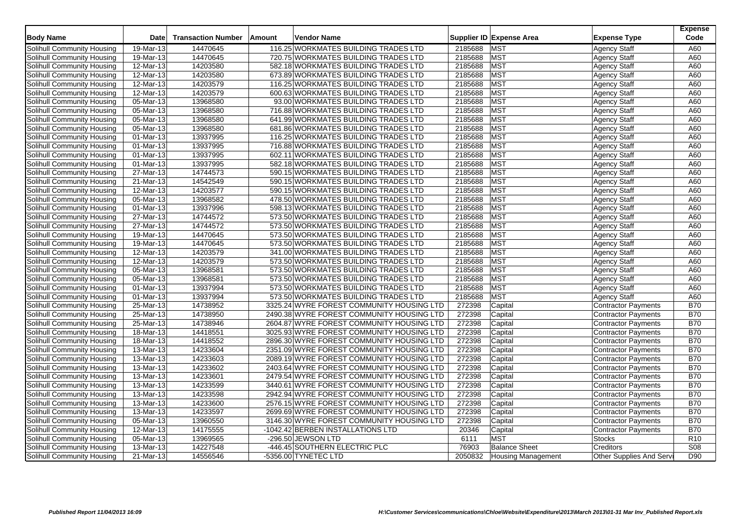| Body Name | Date | Transaction Number | Amount | Vendor Name | Supplier ID | Expense Area | Expense Type | Expense Code |
|---|---|---|---|---|---|---|---|---|
| Solihull Community Housing | 19-Mar-13 | 14470645 | 116.25 | WORKMATES BUILDING TRADES LTD | 2185688 | MST | Agency Staff | A60 |
| Solihull Community Housing | 19-Mar-13 | 14470645 | 720.75 | WORKMATES BUILDING TRADES LTD | 2185688 | MST | Agency Staff | A60 |
| Solihull Community Housing | 12-Mar-13 | 14203580 | 582.18 | WORKMATES BUILDING TRADES LTD | 2185688 | MST | Agency Staff | A60 |
| Solihull Community Housing | 12-Mar-13 | 14203580 | 673.89 | WORKMATES BUILDING TRADES LTD | 2185688 | MST | Agency Staff | A60 |
| Solihull Community Housing | 12-Mar-13 | 14203579 | 116.25 | WORKMATES BUILDING TRADES LTD | 2185688 | MST | Agency Staff | A60 |
| Solihull Community Housing | 12-Mar-13 | 14203579 | 600.63 | WORKMATES BUILDING TRADES LTD | 2185688 | MST | Agency Staff | A60 |
| Solihull Community Housing | 05-Mar-13 | 13968580 | 93.00 | WORKMATES BUILDING TRADES LTD | 2185688 | MST | Agency Staff | A60 |
| Solihull Community Housing | 05-Mar-13 | 13968580 | 716.88 | WORKMATES BUILDING TRADES LTD | 2185688 | MST | Agency Staff | A60 |
| Solihull Community Housing | 05-Mar-13 | 13968580 | 641.99 | WORKMATES BUILDING TRADES LTD | 2185688 | MST | Agency Staff | A60 |
| Solihull Community Housing | 05-Mar-13 | 13968580 | 681.86 | WORKMATES BUILDING TRADES LTD | 2185688 | MST | Agency Staff | A60 |
| Solihull Community Housing | 01-Mar-13 | 13937995 | 116.25 | WORKMATES BUILDING TRADES LTD | 2185688 | MST | Agency Staff | A60 |
| Solihull Community Housing | 01-Mar-13 | 13937995 | 716.88 | WORKMATES BUILDING TRADES LTD | 2185688 | MST | Agency Staff | A60 |
| Solihull Community Housing | 01-Mar-13 | 13937995 | 602.11 | WORKMATES BUILDING TRADES LTD | 2185688 | MST | Agency Staff | A60 |
| Solihull Community Housing | 01-Mar-13 | 13937995 | 582.18 | WORKMATES BUILDING TRADES LTD | 2185688 | MST | Agency Staff | A60 |
| Solihull Community Housing | 27-Mar-13 | 14744573 | 590.15 | WORKMATES BUILDING TRADES LTD | 2185688 | MST | Agency Staff | A60 |
| Solihull Community Housing | 21-Mar-13 | 14542549 | 590.15 | WORKMATES BUILDING TRADES LTD | 2185688 | MST | Agency Staff | A60 |
| Solihull Community Housing | 12-Mar-13 | 14203577 | 590.15 | WORKMATES BUILDING TRADES LTD | 2185688 | MST | Agency Staff | A60 |
| Solihull Community Housing | 05-Mar-13 | 13968582 | 478.50 | WORKMATES BUILDING TRADES LTD | 2185688 | MST | Agency Staff | A60 |
| Solihull Community Housing | 01-Mar-13 | 13937996 | 598.13 | WORKMATES BUILDING TRADES LTD | 2185688 | MST | Agency Staff | A60 |
| Solihull Community Housing | 27-Mar-13 | 14744572 | 573.50 | WORKMATES BUILDING TRADES LTD | 2185688 | MST | Agency Staff | A60 |
| Solihull Community Housing | 27-Mar-13 | 14744572 | 573.50 | WORKMATES BUILDING TRADES LTD | 2185688 | MST | Agency Staff | A60 |
| Solihull Community Housing | 19-Mar-13 | 14470645 | 573.50 | WORKMATES BUILDING TRADES LTD | 2185688 | MST | Agency Staff | A60 |
| Solihull Community Housing | 19-Mar-13 | 14470645 | 573.50 | WORKMATES BUILDING TRADES LTD | 2185688 | MST | Agency Staff | A60 |
| Solihull Community Housing | 12-Mar-13 | 14203579 | 341.00 | WORKMATES BUILDING TRADES LTD | 2185688 | MST | Agency Staff | A60 |
| Solihull Community Housing | 12-Mar-13 | 14203579 | 573.50 | WORKMATES BUILDING TRADES LTD | 2185688 | MST | Agency Staff | A60 |
| Solihull Community Housing | 05-Mar-13 | 13968581 | 573.50 | WORKMATES BUILDING TRADES LTD | 2185688 | MST | Agency Staff | A60 |
| Solihull Community Housing | 05-Mar-13 | 13968581 | 573.50 | WORKMATES BUILDING TRADES LTD | 2185688 | MST | Agency Staff | A60 |
| Solihull Community Housing | 01-Mar-13 | 13937994 | 573.50 | WORKMATES BUILDING TRADES LTD | 2185688 | MST | Agency Staff | A60 |
| Solihull Community Housing | 01-Mar-13 | 13937994 | 573.50 | WORKMATES BUILDING TRADES LTD | 2185688 | MST | Agency Staff | A60 |
| Solihull Community Housing | 25-Mar-13 | 14738952 | 3325.24 | WYRE FOREST COMMUNITY HOUSING LTD | 272398 | Capital | Contractor Payments | B70 |
| Solihull Community Housing | 25-Mar-13 | 14738950 | 2490.38 | WYRE FOREST COMMUNITY HOUSING LTD | 272398 | Capital | Contractor Payments | B70 |
| Solihull Community Housing | 25-Mar-13 | 14738946 | 2604.87 | WYRE FOREST COMMUNITY HOUSING LTD | 272398 | Capital | Contractor Payments | B70 |
| Solihull Community Housing | 18-Mar-13 | 14418551 | 3025.93 | WYRE FOREST COMMUNITY HOUSING LTD | 272398 | Capital | Contractor Payments | B70 |
| Solihull Community Housing | 18-Mar-13 | 14418552 | 2896.30 | WYRE FOREST COMMUNITY HOUSING LTD | 272398 | Capital | Contractor Payments | B70 |
| Solihull Community Housing | 13-Mar-13 | 14233604 | 2351.09 | WYRE FOREST COMMUNITY HOUSING LTD | 272398 | Capital | Contractor Payments | B70 |
| Solihull Community Housing | 13-Mar-13 | 14233603 | 2089.19 | WYRE FOREST COMMUNITY HOUSING LTD | 272398 | Capital | Contractor Payments | B70 |
| Solihull Community Housing | 13-Mar-13 | 14233602 | 2403.64 | WYRE FOREST COMMUNITY HOUSING LTD | 272398 | Capital | Contractor Payments | B70 |
| Solihull Community Housing | 13-Mar-13 | 14233601 | 2479.54 | WYRE FOREST COMMUNITY HOUSING LTD | 272398 | Capital | Contractor Payments | B70 |
| Solihull Community Housing | 13-Mar-13 | 14233599 | 3440.61 | WYRE FOREST COMMUNITY HOUSING LTD | 272398 | Capital | Contractor Payments | B70 |
| Solihull Community Housing | 13-Mar-13 | 14233598 | 2942.94 | WYRE FOREST COMMUNITY HOUSING LTD | 272398 | Capital | Contractor Payments | B70 |
| Solihull Community Housing | 13-Mar-13 | 14233600 | 2576.15 | WYRE FOREST COMMUNITY HOUSING LTD | 272398 | Capital | Contractor Payments | B70 |
| Solihull Community Housing | 13-Mar-13 | 14233597 | 2699.69 | WYRE FOREST COMMUNITY HOUSING LTD | 272398 | Capital | Contractor Payments | B70 |
| Solihull Community Housing | 05-Mar-13 | 13960550 | 3146.30 | WYRE FOREST COMMUNITY HOUSING LTD | 272398 | Capital | Contractor Payments | B70 |
| Solihull Community Housing | 12-Mar-13 | 14175555 | -1042.42 | BERBEN INSTALLATIONS LTD | 20346 | Capital | Contractor Payments | B70 |
| Solihull Community Housing | 05-Mar-13 | 13969565 | -296.50 | JEWSON LTD | 6111 | MST | Stocks | R10 |
| Solihull Community Housing | 13-Mar-13 | 14227548 | -446.45 | SOUTHERN ELECTRIC PLC | 76903 | Balance Sheet | Creditors | S08 |
| Solihull Community Housing | 21-Mar-13 | 14556546 | -5356.00 | TYNETEC LTD | 2050832 | Housing Management | Other Supplies And Servi | D90 |